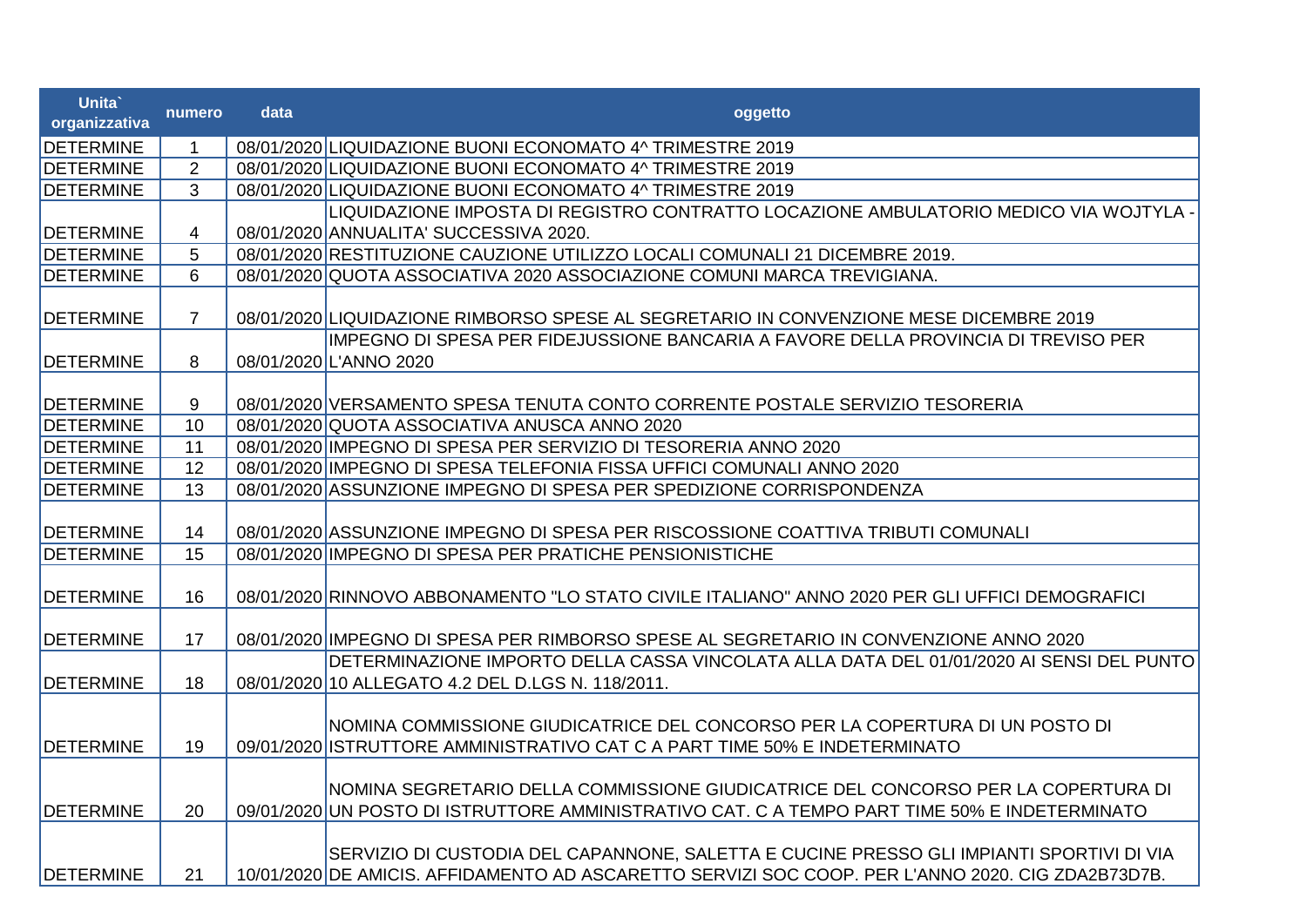| Unita` organizzativa | numero | data | oggetto |
|---|---|---|---|
| DETERMINE | 1 | 08/01/2020 | LIQUIDAZIONE BUONI ECONOMATO 4^ TRIMESTRE 2019 |
| DETERMINE | 2 | 08/01/2020 | LIQUIDAZIONE BUONI ECONOMATO 4^ TRIMESTRE 2019 |
| DETERMINE | 3 | 08/01/2020 | LIQUIDAZIONE BUONI ECONOMATO 4^ TRIMESTRE 2019 |
| DETERMINE | 4 | 08/01/2020 | LIQUIDAZIONE IMPOSTA DI REGISTRO CONTRATTO LOCAZIONE AMBULATORIO MEDICO VIA WOJTYLA - ANNUALITA' SUCCESSIVA 2020. |
| DETERMINE | 5 | 08/01/2020 | RESTITUZIONE CAUZIONE UTILIZZO LOCALI COMUNALI 21 DICEMBRE 2019. |
| DETERMINE | 6 | 08/01/2020 | QUOTA ASSOCIATIVA 2020 ASSOCIAZIONE COMUNI MARCA TREVIGIANA. |
| DETERMINE | 7 | 08/01/2020 | LIQUIDAZIONE RIMBORSO SPESE AL SEGRETARIO IN CONVENZIONE MESE DICEMBRE 2019 |
| DETERMINE | 8 | 08/01/2020 | IMPEGNO DI SPESA PER FIDEJUSSIONE BANCARIA A FAVORE DELLA PROVINCIA DI TREVISO PER L'ANNO 2020 |
| DETERMINE | 9 | 08/01/2020 | VERSAMENTO SPESA TENUTA CONTO CORRENTE POSTALE SERVIZIO TESORERIA |
| DETERMINE | 10 | 08/01/2020 | QUOTA ASSOCIATIVA ANUSCA ANNO 2020 |
| DETERMINE | 11 | 08/01/2020 | IMPEGNO DI SPESA PER SERVIZIO DI TESORERIA ANNO 2020 |
| DETERMINE | 12 | 08/01/2020 | IMPEGNO DI SPESA TELEFONIA FISSA UFFICI COMUNALI ANNO 2020 |
| DETERMINE | 13 | 08/01/2020 | ASSUNZIONE IMPEGNO DI SPESA PER SPEDIZIONE CORRISPONDENZA |
| DETERMINE | 14 | 08/01/2020 | ASSUNZIONE IMPEGNO DI SPESA PER RISCOSSIONE COATTIVA TRIBUTI COMUNALI |
| DETERMINE | 15 | 08/01/2020 | IMPEGNO DI SPESA PER PRATICHE PENSIONISTICHE |
| DETERMINE | 16 | 08/01/2020 | RINNOVO ABBONAMENTO "LO STATO CIVILE ITALIANO" ANNO 2020 PER GLI UFFICI DEMOGRAFICI |
| DETERMINE | 17 | 08/01/2020 | IMPEGNO DI SPESA PER RIMBORSO SPESE AL SEGRETARIO IN CONVENZIONE ANNO 2020 |
| DETERMINE | 18 | 08/01/2020 | DETERMINAZIONE IMPORTO DELLA CASSA VINCOLATA ALLA DATA DEL 01/01/2020 AI SENSI DEL PUNTO 10 ALLEGATO 4.2 DEL D.LGS N. 118/2011. |
| DETERMINE | 19 | 09/01/2020 | NOMINA COMMISSIONE GIUDICATRICE DEL CONCORSO PER LA COPERTURA DI UN POSTO DI ISTRUTTORE AMMINISTRATIVO CAT C A PART TIME 50% E INDETERMINATO |
| DETERMINE | 20 | 09/01/2020 | NOMINA SEGRETARIO DELLA COMMISSIONE GIUDICATRICE DEL CONCORSO PER LA COPERTURA DI UN POSTO DI ISTRUTTORE AMMINISTRATIVO CAT. C A TEMPO PART TIME 50% E INDETERMINATO |
| DETERMINE | 21 | 10/01/2020 | SERVIZIO DI CUSTODIA DEL CAPANNONE, SALETTA E CUCINE PRESSO GLI IMPIANTI SPORTIVI DI VIA DE AMICIS. AFFIDAMENTO AD ASCARETTO SERVIZI SOC COOP. PER L'ANNO 2020. CIG ZDA2B73D7B. |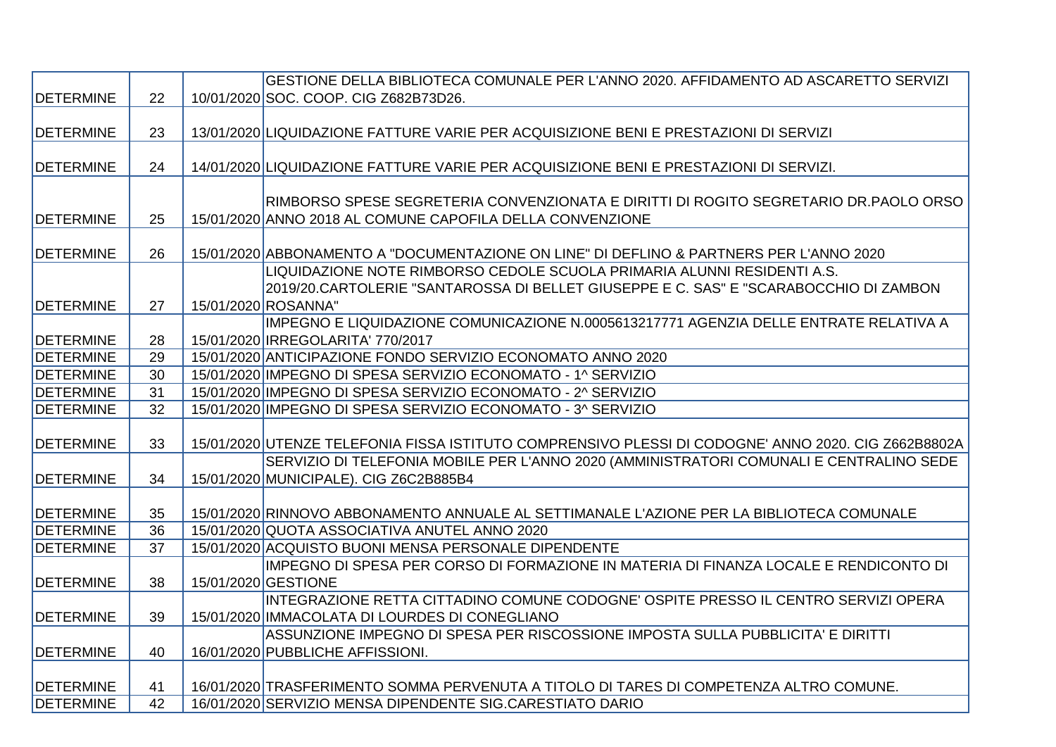| | | | |
|---|---|---|---|
| DETERMINE | 22 | 10/01/2020 | GESTIONE DELLA BIBLIOTECA COMUNALE PER L'ANNO 2020. AFFIDAMENTO AD ASCARETTO SERVIZI SOC. COOP. CIG Z682B73D26. |
| DETERMINE | 23 | 13/01/2020 | LIQUIDAZIONE FATTURE VARIE PER ACQUISIZIONE BENI E PRESTAZIONI DI SERVIZI |
| DETERMINE | 24 | 14/01/2020 | LIQUIDAZIONE FATTURE VARIE PER ACQUISIZIONE BENI E PRESTAZIONI DI SERVIZI. |
| DETERMINE | 25 | 15/01/2020 | RIMBORSO SPESE SEGRETERIA CONVENZIONATA E DIRITTI DI ROGITO SEGRETARIO DR.PAOLO ORSO ANNO 2018 AL COMUNE CAPOFILA DELLA CONVENZIONE |
| DETERMINE | 26 | 15/01/2020 | ABBONAMENTO A "DOCUMENTAZIONE ON LINE" DI DEFLINO & PARTNERS PER L'ANNO 2020 |
| DETERMINE | 27 | 15/01/2020 | LIQUIDAZIONE NOTE RIMBORSO CEDOLE SCUOLA PRIMARIA ALUNNI RESIDENTI A.S. 2019/20.CARTOLERIE "SANTAROSSA DI BELLET GIUSEPPE E C. SAS" E "SCARABOCCHIO DI ZAMBON ROSANNA" |
| DETERMINE | 28 | 15/01/2020 | IMPEGNO E LIQUIDAZIONE COMUNICAZIONE N.0005613217771 AGENZIA DELLE ENTRATE RELATIVA A IRREGOLARITA' 770/2017 |
| DETERMINE | 29 | 15/01/2020 | ANTICIPAZIONE FONDO SERVIZIO ECONOMATO ANNO 2020 |
| DETERMINE | 30 | 15/01/2020 | IMPEGNO DI SPESA SERVIZIO ECONOMATO - 1^ SERVIZIO |
| DETERMINE | 31 | 15/01/2020 | IMPEGNO DI SPESA SERVIZIO ECONOMATO - 2^ SERVIZIO |
| DETERMINE | 32 | 15/01/2020 | IMPEGNO DI SPESA SERVIZIO ECONOMATO - 3^ SERVIZIO |
| DETERMINE | 33 | 15/01/2020 | UTENZE TELEFONIA FISSA ISTITUTO COMPRENSIVO PLESSI DI CODOGNE' ANNO 2020. CIG Z662B8802A |
| DETERMINE | 34 | 15/01/2020 | SERVIZIO DI TELEFONIA MOBILE PER L'ANNO 2020 (AMMINISTRATORI COMUNALI E CENTRALINO SEDE MUNICIPALE). CIG Z6C2B885B4 |
| DETERMINE | 35 | 15/01/2020 | RINNOVO ABBONAMENTO ANNUALE AL SETTIMANALE L'AZIONE PER LA BIBLIOTECA COMUNALE |
| DETERMINE | 36 | 15/01/2020 | QUOTA ASSOCIATIVA ANUTEL ANNO 2020 |
| DETERMINE | 37 | 15/01/2020 | ACQUISTO BUONI MENSA PERSONALE DIPENDENTE |
| DETERMINE | 38 | 15/01/2020 | IMPEGNO DI SPESA PER CORSO DI FORMAZIONE IN MATERIA DI FINANZA LOCALE E RENDICONTO DI GESTIONE |
| DETERMINE | 39 | 15/01/2020 | INTEGRAZIONE RETTA CITTADINO COMUNE CODOGNE' OSPITE PRESSO IL CENTRO SERVIZI OPERA IMMACOLATA DI LOURDES DI CONEGLIANO |
| DETERMINE | 40 | 16/01/2020 | ASSUNZIONE IMPEGNO DI SPESA PER RISCOSSIONE IMPOSTA SULLA PUBBLICITA' E DIRITTI PUBBLICHE AFFISSIONI. |
| DETERMINE | 41 | 16/01/2020 | TRASFERIMENTO SOMMA PERVENUTA A TITOLO DI TARES DI COMPETENZA ALTRO COMUNE. |
| DETERMINE | 42 | 16/01/2020 | SERVIZIO MENSA DIPENDENTE SIG.CARESTIATO DARIO |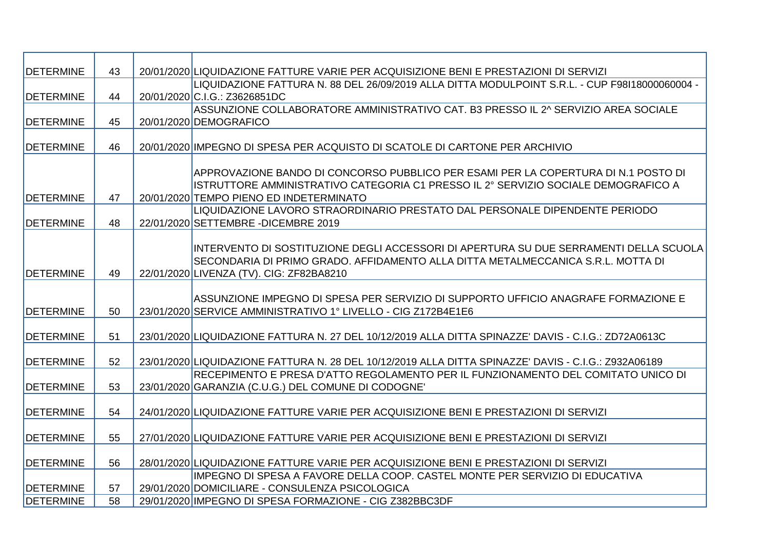| | | | |
|---|---|---|---|
| DETERMINE | 43 | 20/01/2020 | LIQUIDAZIONE FATTURE VARIE PER ACQUISIZIONE BENI E PRESTAZIONI DI SERVIZI |
| DETERMINE | 44 | 20/01/2020 | LIQUIDAZIONE FATTURA N. 88 DEL 26/09/2019 ALLA DITTA MODULPOINT S.R.L. - CUP F98I18000060004 - C.I.G.: Z3626851DC |
| DETERMINE | 45 | 20/01/2020 | ASSUNZIONE COLLABORATORE AMMINISTRATIVO CAT. B3 PRESSO IL 2^ SERVIZIO AREA SOCIALE DEMOGRAFICO |
| DETERMINE | 46 | 20/01/2020 | IMPEGNO DI SPESA PER ACQUISTO DI SCATOLE DI CARTONE PER ARCHIVIO |
| DETERMINE | 47 | 20/01/2020 | APPROVAZIONE BANDO DI CONCORSO PUBBLICO PER ESAMI PER LA COPERTURA DI N.1 POSTO DI ISTRUTTORE AMMINISTRATIVO CATEGORIA C1 PRESSO IL 2° SERVIZIO SOCIALE DEMOGRAFICO A TEMPO PIENO ED INDETERMINATO |
| DETERMINE | 48 | 22/01/2020 | LIQUIDAZIONE LAVORO STRAORDINARIO PRESTATO DAL PERSONALE DIPENDENTE PERIODO SETTEMBRE -DICEMBRE 2019 |
| DETERMINE | 49 | 22/01/2020 | INTERVENTO DI SOSTITUZIONE DEGLI ACCESSORI DI APERTURA SU DUE SERRAMENTI DELLA SCUOLA SECONDARIA DI PRIMO GRADO. AFFIDAMENTO ALLA DITTA METALMECCANICA S.R.L. MOTTA DI LIVENZA (TV). CIG: ZF82BA8210 |
| DETERMINE | 50 | 23/01/2020 | ASSUNZIONE IMPEGNO DI SPESA PER SERVIZIO DI SUPPORTO UFFICIO ANAGRAFE FORMAZIONE E SERVICE AMMINISTRATIVO 1° LIVELLO - CIG Z172B4E1E6 |
| DETERMINE | 51 | 23/01/2020 | LIQUIDAZIONE FATTURA N. 27 DEL 10/12/2019 ALLA DITTA SPINAZZE' DAVIS - C.I.G.: ZD72A0613C |
| DETERMINE | 52 | 23/01/2020 | LIQUIDAZIONE FATTURA N. 28 DEL 10/12/2019 ALLA DITTA SPINAZZE' DAVIS - C.I.G.: Z932A06189 |
| DETERMINE | 53 | 23/01/2020 | RECEPIMENTO E PRESA D'ATTO REGOLAMENTO PER IL FUNZIONAMENTO DEL COMITATO UNICO DI GARANZIA (C.U.G.) DEL COMUNE DI CODOGNE' |
| DETERMINE | 54 | 24/01/2020 | LIQUIDAZIONE FATTURE VARIE PER ACQUISIZIONE BENI E PRESTAZIONI DI SERVIZI |
| DETERMINE | 55 | 27/01/2020 | LIQUIDAZIONE FATTURE VARIE PER ACQUISIZIONE BENI E PRESTAZIONI DI SERVIZI |
| DETERMINE | 56 | 28/01/2020 | LIQUIDAZIONE FATTURE VARIE PER ACQUISIZIONE BENI E PRESTAZIONI DI SERVIZI |
| DETERMINE | 57 | 29/01/2020 | IMPEGNO DI SPESA A FAVORE DELLA COOP. CASTEL MONTE PER SERVIZIO DI EDUCATIVA DOMICILIARE - CONSULENZA PSICOLOGICA |
| DETERMINE | 58 | 29/01/2020 | IMPEGNO DI SPESA FORMAZIONE - CIG Z382BBC3DF |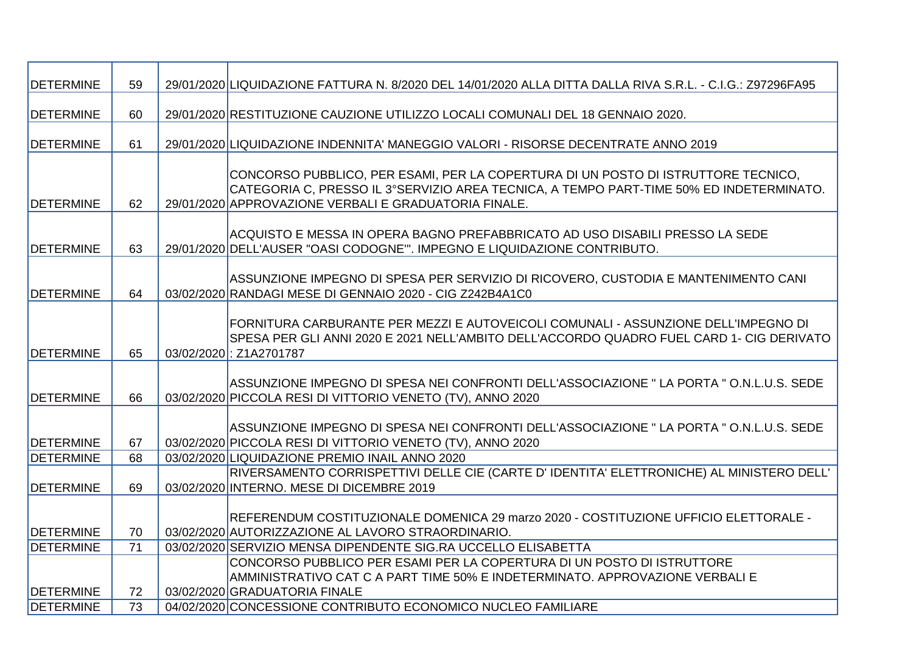| DETERMINE | 59 | 29/01/2020 | LIQUIDAZIONE FATTURA N. 8/2020 DEL 14/01/2020 ALLA DITTA DALLA RIVA S.R.L. - C.I.G.: Z97296FA95 |
|---|---|---|---|
| DETERMINE | 60 | 29/01/2020 | RESTITUZIONE CAUZIONE UTILIZZO LOCALI COMUNALI DEL 18 GENNAIO 2020. |
| DETERMINE | 61 | 29/01/2020 | LIQUIDAZIONE INDENNITA' MANEGGIO VALORI - RISORSE DECENTRATE ANNO 2019 |
| DETERMINE | 62 | 29/01/2020 | CONCORSO PUBBLICO, PER ESAMI, PER LA COPERTURA DI UN POSTO DI ISTRUTTORE TECNICO, CATEGORIA C, PRESSO IL 3°SERVIZIO AREA TECNICA, A TEMPO PART-TIME 50% ED INDETERMINATO. APPROVAZIONE VERBALI E GRADUATORIA FINALE. |
| DETERMINE | 63 | 29/01/2020 | ACQUISTO E MESSA IN OPERA BAGNO PREFABBRICATO AD USO DISABILI PRESSO LA SEDE DELL'AUSER "OASI CODOGNE'". IMPEGNO E LIQUIDAZIONE CONTRIBUTO. |
| DETERMINE | 64 | 03/02/2020 | ASSUNZIONE IMPEGNO DI SPESA PER SERVIZIO DI RICOVERO, CUSTODIA E MANTENIMENTO CANI RANDAGI MESE DI GENNAIO 2020 - CIG Z242B4A1C0 |
| DETERMINE | 65 | 03/02/2020 | FORNITURA CARBURANTE PER MEZZI E AUTOVEICOLI COMUNALI - ASSUNZIONE DELL'IMPEGNO DI SPESA PER GLI ANNI 2020 E 2021 NELL'AMBITO DELL'ACCORDO QUADRO FUEL CARD 1- CIG DERIVATO : Z1A2701787 |
| DETERMINE | 66 | 03/02/2020 | ASSUNZIONE IMPEGNO DI SPESA NEI CONFRONTI DELL'ASSOCIAZIONE " LA PORTA " O.N.L.U.S. SEDE PICCOLA RESI DI VITTORIO VENETO (TV), ANNO 2020 |
| DETERMINE | 67 | 03/02/2020 | ASSUNZIONE IMPEGNO DI SPESA NEI CONFRONTI DELL'ASSOCIAZIONE " LA PORTA " O.N.L.U.S. SEDE PICCOLA RESI DI VITTORIO VENETO (TV), ANNO 2020 |
| DETERMINE | 68 | 03/02/2020 | LIQUIDAZIONE PREMIO INAIL ANNO 2020 |
| DETERMINE | 69 | 03/02/2020 | RIVERSAMENTO CORRISPETTIVI DELLE CIE (CARTE D' IDENTITA' ELETTRONICHE) AL MINISTERO DELL' INTERNO. MESE DI DICEMBRE 2019 |
| DETERMINE | 70 | 03/02/2020 | REFERENDUM COSTITUZIONALE DOMENICA 29 marzo 2020 - COSTITUZIONE UFFICIO ELETTORALE - AUTORIZZAZIONE AL LAVORO STRAORDINARIO. |
| DETERMINE | 71 | 03/02/2020 | SERVIZIO MENSA DIPENDENTE SIG.RA UCCELLO ELISABETTA |
| DETERMINE | 72 | 03/02/2020 | CONCORSO PUBBLICO PER ESAMI PER LA COPERTURA DI UN POSTO DI ISTRUTTORE AMMINISTRATIVO CAT C A PART TIME 50% E INDETERMINATO. APPROVAZIONE VERBALI E GRADUATORIA FINALE |
| DETERMINE | 73 | 04/02/2020 | CONCESSIONE CONTRIBUTO ECONOMICO NUCLEO FAMILIARE |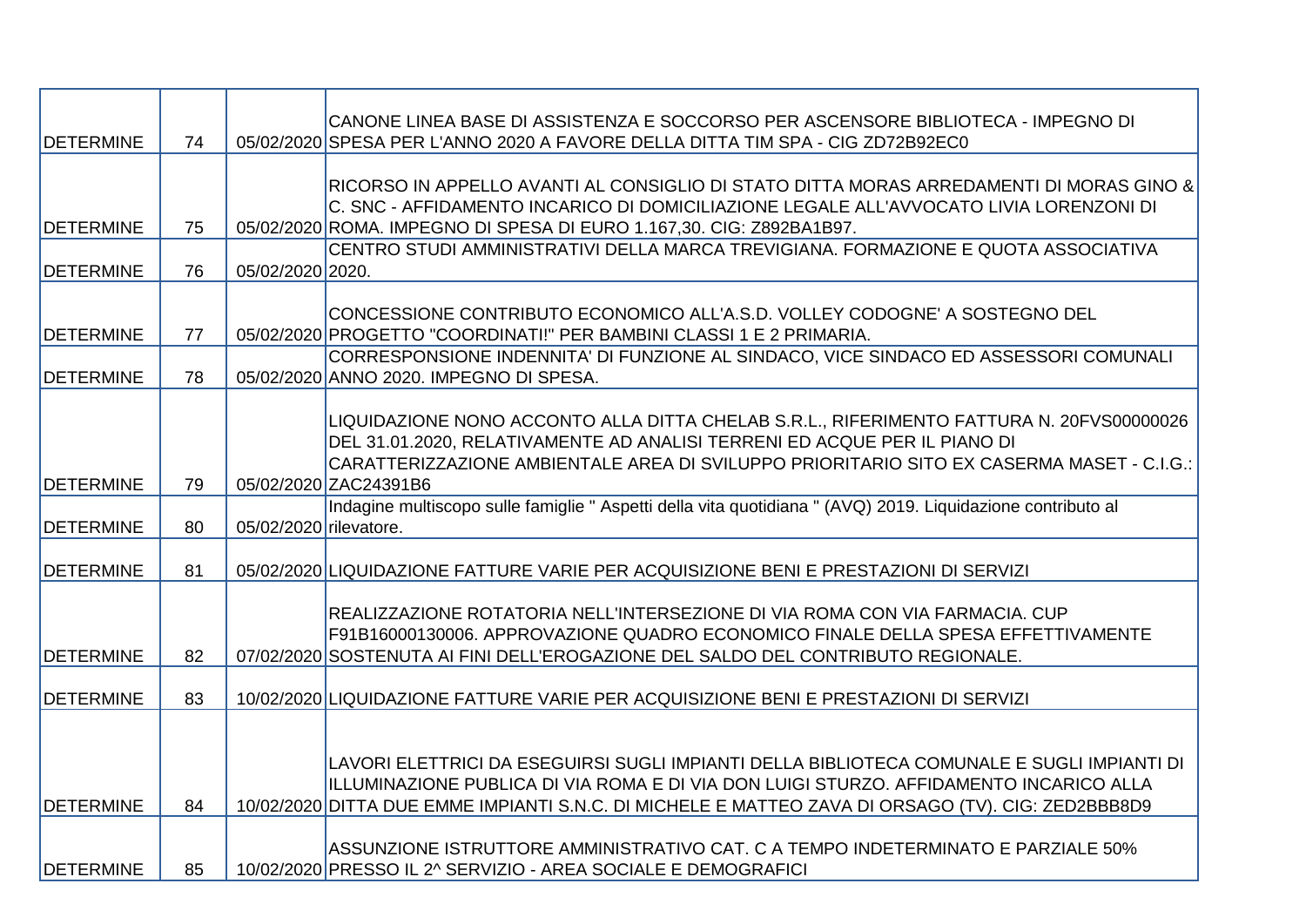| | | | |
|---|---|---|---|
| DETERMINE | 74 | 05/02/2020 | CANONE LINEA BASE DI ASSISTENZA E SOCCORSO PER ASCENSORE BIBLIOTECA - IMPEGNO DI SPESA PER L'ANNO 2020 A FAVORE DELLA DITTA TIM SPA - CIG ZD72B92EC0 |
| DETERMINE | 75 | 05/02/2020 | RICORSO IN APPELLO AVANTI AL CONSIGLIO DI STATO DITTA MORAS ARREDAMENTI DI MORAS GINO & C. SNC - AFFIDAMENTO INCARICO DI DOMICILIAZIONE LEGALE ALL'AVVOCATO LIVIA LORENZONI DI ROMA. IMPEGNO DI SPESA DI EURO 1.167,30. CIG: Z892BA1B97. |
| DETERMINE | 76 | 05/02/2020 | CENTRO STUDI AMMINISTRATIVI DELLA MARCA TREVIGIANA. FORMAZIONE E QUOTA ASSOCIATIVA 2020. |
| DETERMINE | 77 | 05/02/2020 | CONCESSIONE CONTRIBUTO ECONOMICO ALL'A.S.D. VOLLEY CODOGNE' A SOSTEGNO DEL PROGETTO "COORDINATI!" PER BAMBINI CLASSI 1 E 2 PRIMARIA. |
| DETERMINE | 78 | 05/02/2020 | CORRESPONSIONE INDENNITA' DI FUNZIONE AL SINDACO, VICE SINDACO ED ASSESSORI COMUNALI ANNO 2020. IMPEGNO DI SPESA. |
| DETERMINE | 79 | 05/02/2020 | LIQUIDAZIONE NONO ACCONTO ALLA DITTA CHELAB S.R.L., RIFERIMENTO FATTURA N. 20FVS00000026 DEL 31.01.2020, RELATIVAMENTE AD ANALISI TERRENI ED ACQUE PER IL PIANO DI CARATTERIZZAZIONE AMBIENTALE AREA DI SVILUPPO PRIORITARIO SITO EX CASERMA MASET - C.I.G.: ZAC24391B6 |
| DETERMINE | 80 | 05/02/2020 | Indagine multiscopo sulle famiglie " Aspetti della vita quotidiana " (AVQ) 2019. Liquidazione contributo al rilevatore. |
| DETERMINE | 81 | 05/02/2020 | LIQUIDAZIONE FATTURE VARIE PER ACQUISIZIONE BENI E PRESTAZIONI DI SERVIZI |
| DETERMINE | 82 | 07/02/2020 | REALIZZAZIONE ROTATORIA NELL'INTERSEZIONE DI VIA ROMA CON VIA FARMACIA. CUP F91B16000130006. APPROVAZIONE QUADRO ECONOMICO FINALE DELLA SPESA EFFETTIVAMENTE SOSTENUTA AI FINI DELL'EROGAZIONE DEL SALDO DEL CONTRIBUTO REGIONALE. |
| DETERMINE | 83 | 10/02/2020 | LIQUIDAZIONE FATTURE VARIE PER ACQUISIZIONE BENI E PRESTAZIONI DI SERVIZI |
| DETERMINE | 84 | 10/02/2020 | LAVORI ELETTRICI DA ESEGUIRSI SUGLI IMPIANTI DELLA BIBLIOTECA COMUNALE E SUGLI IMPIANTI DI ILLUMINAZIONE PUBLICA DI VIA ROMA E DI VIA DON LUIGI STURZO. AFFIDAMENTO INCARICO ALLA DITTA DUE EMME IMPIANTI S.N.C. DI MICHELE E MATTEO ZAVA DI ORSAGO (TV). CIG: ZED2BBB8D9 |
| DETERMINE | 85 | 10/02/2020 | ASSUNZIONE ISTRUTTORE AMMINISTRATIVO CAT. C A TEMPO INDETERMINATO E PARZIALE 50% PRESSO IL 2^ SERVIZIO - AREA SOCIALE E DEMOGRAFICI |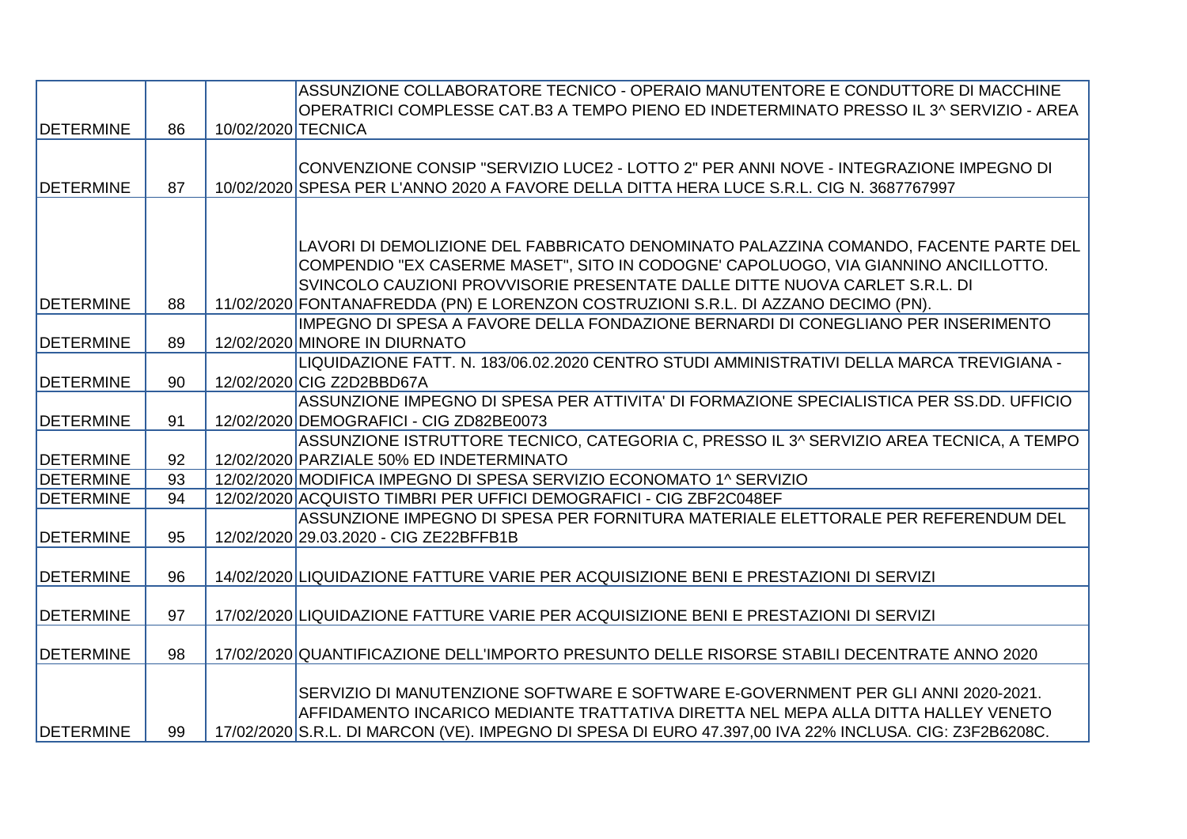| | | | |
|---|---|---|---|
| DETERMINE | 86 | 10/02/2020 | ASSUNZIONE COLLABORATORE TECNICO - OPERAIO MANUTENTORE E CONDUTTORE DI MACCHINE OPERATRICI COMPLESSE CAT.B3 A TEMPO PIENO ED INDETERMINATO PRESSO IL 3^ SERVIZIO - AREA TECNICA |
| DETERMINE | 87 | 10/02/2020 | CONVENZIONE CONSIP "SERVIZIO LUCE2 - LOTTO 2" PER ANNI NOVE - INTEGRAZIONE IMPEGNO DI SPESA PER L'ANNO 2020 A FAVORE DELLA DITTA HERA LUCE S.R.L. CIG N. 3687767997 |
| DETERMINE | 88 | 11/02/2020 | LAVORI DI DEMOLIZIONE DEL FABBRICATO DENOMINATO PALAZZINA COMANDO, FACENTE PARTE DEL COMPENDIO "EX CASERME MASET", SITO IN CODOGNE' CAPOLUOGO, VIA GIANNINO ANCILLOTTO. SVINCOLO CAUZIONI PROVVISORIE PRESENTATE DALLE DITTE NUOVA CARLET S.R.L. DI FONTANAFREDDA (PN) E LORENZON COSTRUZIONI S.R.L. DI AZZANO DECIMO (PN). |
| DETERMINE | 89 | 12/02/2020 | IMPEGNO DI SPESA A FAVORE DELLA FONDAZIONE BERNARDI DI CONEGLIANO PER INSERIMENTO MINORE IN DIURNATO |
| DETERMINE | 90 | 12/02/2020 | LIQUIDAZIONE FATT. N. 183/06.02.2020 CENTRO STUDI AMMINISTRATIVI DELLA MARCA TREVIGIANA - CIG Z2D2BBD67A |
| DETERMINE | 91 | 12/02/2020 | ASSUNZIONE IMPEGNO DI SPESA PER ATTIVITA' DI FORMAZIONE SPECIALISTICA PER SS.DD. UFFICIO DEMOGRAFICI - CIG ZD82BE0073 |
| DETERMINE | 92 | 12/02/2020 | ASSUNZIONE ISTRUTTORE TECNICO, CATEGORIA C, PRESSO IL 3^ SERVIZIO AREA TECNICA, A TEMPO PARZIALE 50% ED INDETERMINATO |
| DETERMINE | 93 | 12/02/2020 | MODIFICA IMPEGNO DI SPESA SERVIZIO ECONOMATO 1^ SERVIZIO |
| DETERMINE | 94 | 12/02/2020 | ACQUISTO TIMBRI PER UFFICI DEMOGRAFICI - CIG ZBF2C048EF |
| DETERMINE | 95 | 12/02/2020 | ASSUNZIONE IMPEGNO DI SPESA PER FORNITURA MATERIALE ELETTORALE PER REFERENDUM DEL 29.03.2020 - CIG ZE22BFFB1B |
| DETERMINE | 96 | 14/02/2020 | LIQUIDAZIONE FATTURE VARIE PER ACQUISIZIONE BENI E PRESTAZIONI DI SERVIZI |
| DETERMINE | 97 | 17/02/2020 | LIQUIDAZIONE FATTURE VARIE PER ACQUISIZIONE BENI E PRESTAZIONI DI SERVIZI |
| DETERMINE | 98 | 17/02/2020 | QUANTIFICAZIONE DELL'IMPORTO PRESUNTO DELLE RISORSE STABILI DECENTRATE ANNO 2020 |
| DETERMINE | 99 | 17/02/2020 | SERVIZIO DI MANUTENZIONE SOFTWARE E SOFTWARE E-GOVERNMENT PER GLI ANNI 2020-2021. AFFIDAMENTO INCARICO MEDIANTE TRATTATIVA DIRETTA NEL MEPA ALLA DITTA HALLEY VENETO S.R.L. DI MARCON (VE). IMPEGNO DI SPESA DI EURO 47.397,00 IVA 22% INCLUSA. CIG: Z3F2B6208C. |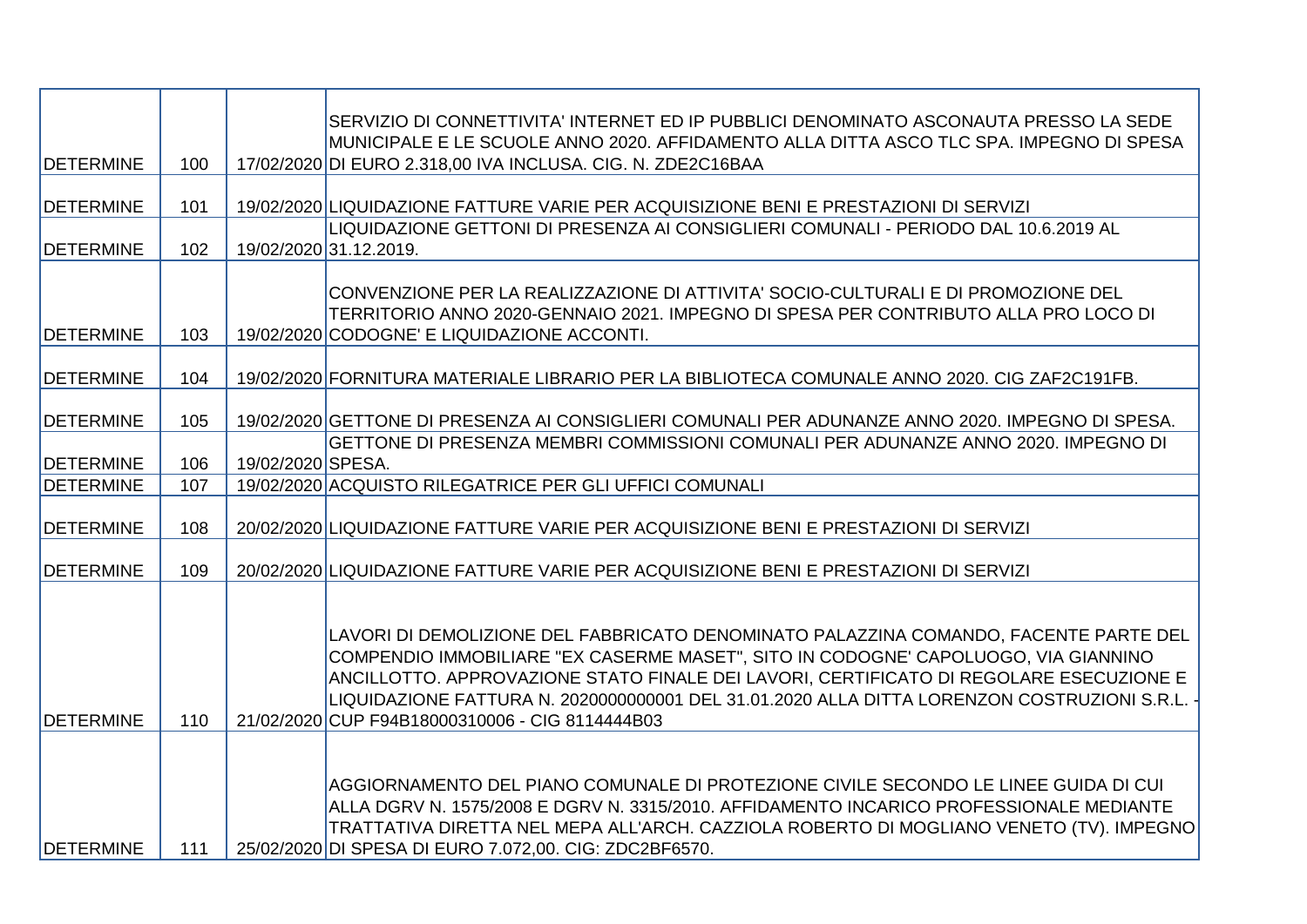| | | | |
|---|---|---|---|
| DETERMINE | 100 | 17/02/2020 | SERVIZIO DI CONNETTIVITA' INTERNET ED IP PUBBLICI DENOMINATO ASCONAUTA PRESSO LA SEDE MUNICIPALE E LE SCUOLE ANNO 2020. AFFIDAMENTO ALLA DITTA ASCO TLC SPA. IMPEGNO DI SPESA DI EURO 2.318,00 IVA INCLUSA. CIG. N. ZDE2C16BAA |
| DETERMINE | 101 | 19/02/2020 | LIQUIDAZIONE FATTURE VARIE PER ACQUISIZIONE BENI E PRESTAZIONI DI SERVIZI |
| DETERMINE | 102 | 19/02/2020 | LIQUIDAZIONE GETTONI DI PRESENZA AI CONSIGLIERI COMUNALI - PERIODO DAL 10.6.2019 AL 31.12.2019. |
| DETERMINE | 103 | 19/02/2020 | CONVENZIONE PER LA REALIZZAZIONE DI ATTIVITA' SOCIO-CULTURALI E DI PROMOZIONE DEL TERRITORIO ANNO 2020-GENNAIO 2021. IMPEGNO DI SPESA PER CONTRIBUTO ALLA PRO LOCO DI CODOGNE' E LIQUIDAZIONE ACCONTI. |
| DETERMINE | 104 | 19/02/2020 | FORNITURA MATERIALE LIBRARIO PER LA BIBLIOTECA COMUNALE ANNO 2020. CIG ZAF2C191FB. |
| DETERMINE | 105 | 19/02/2020 | GETTONE DI PRESENZA AI CONSIGLIERI COMUNALI PER ADUNANZE ANNO 2020. IMPEGNO DI SPESA. |
| DETERMINE | 106 | 19/02/2020 | GETTONE DI PRESENZA MEMBRI COMMISSIONI COMUNALI PER ADUNANZE ANNO 2020. IMPEGNO DI SPESA. |
| DETERMINE | 107 | 19/02/2020 | ACQUISTO RILEGATRICE PER GLI UFFICI COMUNALI |
| DETERMINE | 108 | 20/02/2020 | LIQUIDAZIONE FATTURE VARIE PER ACQUISIZIONE BENI E PRESTAZIONI DI SERVIZI |
| DETERMINE | 109 | 20/02/2020 | LIQUIDAZIONE FATTURE VARIE PER ACQUISIZIONE BENI E PRESTAZIONI DI SERVIZI |
| DETERMINE | 110 | 21/02/2020 | LAVORI DI DEMOLIZIONE DEL FABBRICATO DENOMINATO PALAZZINA COMANDO, FACENTE PARTE DEL COMPENDIO IMMOBILIARE "EX CASERME MASET", SITO IN CODOGNE' CAPOLUOGO, VIA GIANNINO ANCILLOTTO. APPROVAZIONE STATO FINALE DEI LAVORI, CERTIFICATO DI REGOLARE ESECUZIONE E LIQUIDAZIONE FATTURA N. 2020000000001 DEL 31.01.2020 ALLA DITTA LORENZON COSTRUZIONI S.R.L. - CUP F94B18000310006 - CIG 8114444B03 |
| DETERMINE | 111 | 25/02/2020 | AGGIORNAMENTO DEL PIANO COMUNALE DI PROTEZIONE CIVILE SECONDO LE LINEE GUIDA DI CUI ALLA DGRV N. 1575/2008 E DGRV N. 3315/2010. AFFIDAMENTO INCARICO PROFESSIONALE MEDIANTE TRATTATIVA DIRETTA NEL MEPA ALL'ARCH. CAZZIOLA ROBERTO DI MOGLIANO VENETO (TV). IMPEGNO DI SPESA DI EURO 7.072,00. CIG: ZDC2BF6570. |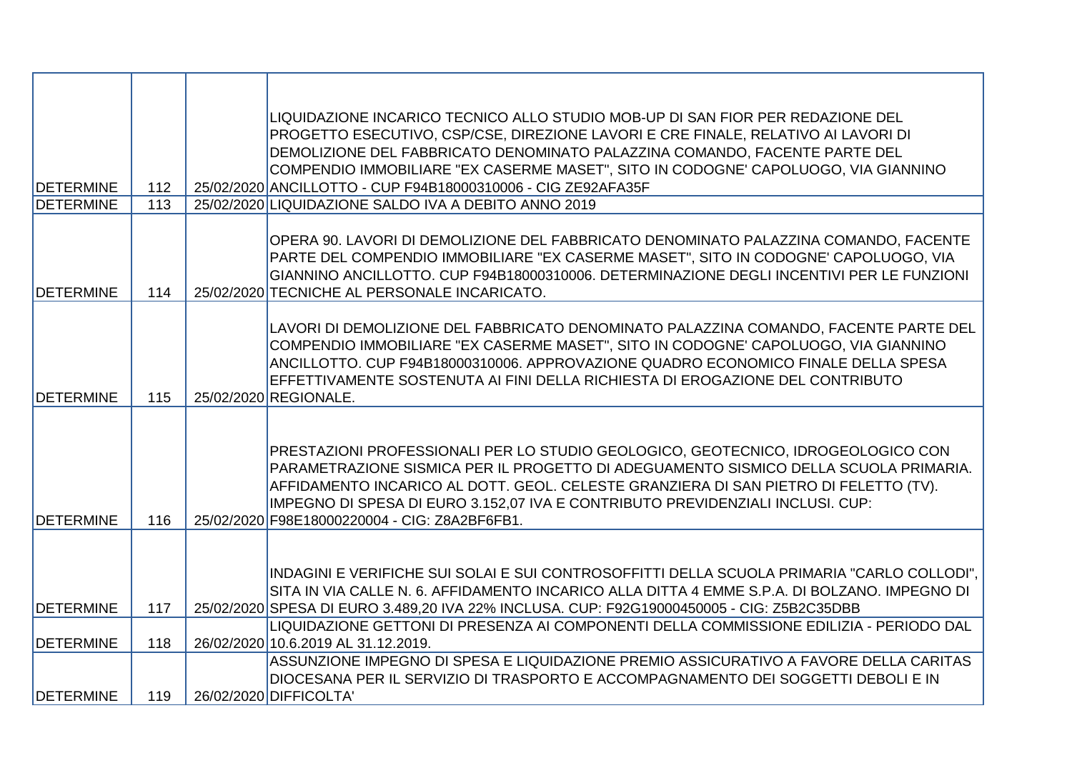| | | | |
|---|---|---|---|
| DETERMINE | 112 | 25/02/2020 | LIQUIDAZIONE INCARICO TECNICO ALLO STUDIO MOB-UP DI SAN FIOR PER REDAZIONE DEL PROGETTO ESECUTIVO, CSP/CSE, DIREZIONE LAVORI E CRE FINALE, RELATIVO AI LAVORI DI DEMOLIZIONE DEL FABBRICATO DENOMINATO PALAZZINA COMANDO, FACENTE PARTE DEL COMPENDIO IMMOBILIARE "EX CASERME MASET", SITO IN CODOGNE' CAPOLUOGO, VIA GIANNINO ANCILLOTTO - CUP F94B18000310006 - CIG ZE92AFA35F |
| DETERMINE | 113 | 25/02/2020 | LIQUIDAZIONE SALDO IVA A DEBITO ANNO 2019 |
| DETERMINE | 114 | 25/02/2020 | OPERA 90. LAVORI DI DEMOLIZIONE DEL FABBRICATO DENOMINATO PALAZZINA COMANDO, FACENTE PARTE DEL COMPENDIO IMMOBILIARE "EX CASERME MASET", SITO IN CODOGNE' CAPOLUOGO, VIA GIANNINO ANCILLOTTO. CUP F94B18000310006. DETERMINAZIONE DEGLI INCENTIVI PER LE FUNZIONI TECNICHE AL PERSONALE INCARICATO. |
| DETERMINE | 115 | 25/02/2020 | LAVORI DI DEMOLIZIONE DEL FABBRICATO DENOMINATO PALAZZINA COMANDO, FACENTE PARTE DEL COMPENDIO IMMOBILIARE "EX CASERME MASET", SITO IN CODOGNE' CAPOLUOGO, VIA GIANNINO ANCILLOTTO. CUP F94B18000310006. APPROVAZIONE QUADRO ECONOMICO FINALE DELLA SPESA EFFETTIVAMENTE SOSTENUTA AI FINI DELLA RICHIESTA DI EROGAZIONE DEL CONTRIBUTO REGIONALE. |
| DETERMINE | 116 | 25/02/2020 | PRESTAZIONI PROFESSIONALI PER LO STUDIO GEOLOGICO, GEOTECNICO, IDROGEOLOGICO CON PARAMETRAZIONE SISMICA PER IL PROGETTO DI ADEGUAMENTO SISMICO DELLA SCUOLA PRIMARIA. AFFIDAMENTO INCARICO AL DOTT. GEOL. CELESTE GRANZIERA DI SAN PIETRO DI FELETTO (TV). IMPEGNO DI SPESA DI EURO 3.152,07 IVA E CONTRIBUTO PREVIDENZIALI INCLUSI. CUP: F98E18000220004 - CIG: Z8A2BF6FB1. |
| DETERMINE | 117 | 25/02/2020 | INDAGINI E VERIFICHE SUI SOLAI E SUI CONTROSOFFITTI DELLA SCUOLA PRIMARIA "CARLO COLLODI", SITA IN VIA CALLE N. 6. AFFIDAMENTO INCARICO ALLA DITTA 4 EMME S.P.A. DI BOLZANO. IMPEGNO DI SPESA DI EURO 3.489,20 IVA 22% INCLUSA. CUP: F92G19000450005 - CIG: Z5B2C35DBB |
| DETERMINE | 118 | 26/02/2020 | LIQUIDAZIONE GETTONI DI PRESENZA AI COMPONENTI DELLA COMMISSIONE EDILIZIA - PERIODO DAL 10.6.2019 AL 31.12.2019. |
| DETERMINE | 119 | 26/02/2020 | ASSUNZIONE IMPEGNO DI SPESA E LIQUIDAZIONE PREMIO ASSICURATIVO A FAVORE DELLA CARITAS DIOCESANA PER IL SERVIZIO DI TRASPORTO E ACCOMPAGNAMENTO DEI SOGGETTI DEBOLI E IN DIFFICOLTA' |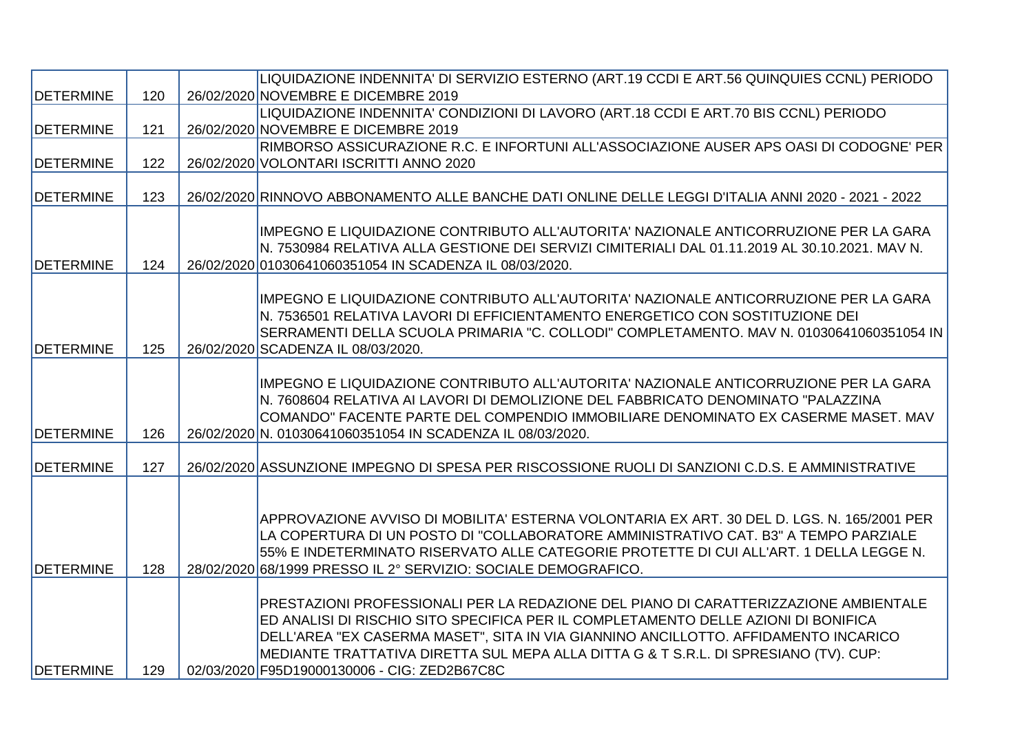| | | | |
|---|---|---|---|
| DETERMINE | 120 | 26/02/2020 | LIQUIDAZIONE INDENNITA' DI SERVIZIO ESTERNO (ART.19 CCDI E ART.56 QUINQUIES CCNL) PERIODO NOVEMBRE E DICEMBRE 2019 |
| DETERMINE | 121 | 26/02/2020 | LIQUIDAZIONE INDENNITA' CONDIZIONI DI LAVORO (ART.18 CCDI E ART.70 BIS CCNL) PERIODO NOVEMBRE E DICEMBRE 2019 |
| DETERMINE | 122 | 26/02/2020 | RIMBORSO ASSICURAZIONE R.C. E INFORTUNI ALL'ASSOCIAZIONE AUSER APS OASI DI CODOGNE' PER VOLONTARI ISCRITTI ANNO 2020 |
| DETERMINE | 123 | 26/02/2020 | RINNOVO ABBONAMENTO ALLE BANCHE DATI ONLINE DELLE LEGGI D'ITALIA ANNI 2020 - 2021 - 2022 |
| DETERMINE | 124 | 26/02/2020 | IMPEGNO E LIQUIDAZIONE CONTRIBUTO ALL'AUTORITA' NAZIONALE ANTICORRUZIONE PER LA GARA N. 7530984 RELATIVA ALLA GESTIONE DEI SERVIZI CIMITERIALI DAL 01.11.2019 AL 30.10.2021. MAV N. 01030641060351054 IN SCADENZA IL 08/03/2020. |
| DETERMINE | 125 | 26/02/2020 | IMPEGNO E LIQUIDAZIONE CONTRIBUTO ALL'AUTORITA' NAZIONALE ANTICORRUZIONE PER LA GARA N. 7536501 RELATIVA LAVORI DI EFFICIENTAMENTO ENERGETICO CON SOSTITUZIONE DEI SERRAMENTI DELLA SCUOLA PRIMARIA "C. COLLODI" COMPLETAMENTO. MAV N. 01030641060351054 IN SCADENZA IL 08/03/2020. |
| DETERMINE | 126 | 26/02/2020 | IMPEGNO E LIQUIDAZIONE CONTRIBUTO ALL'AUTORITA' NAZIONALE ANTICORRUZIONE PER LA GARA N. 7608604 RELATIVA AI LAVORI DI DEMOLIZIONE DEL FABBRICATO DENOMINATO "PALAZZINA COMANDO" FACENTE PARTE DEL COMPENDIO IMMOBILIARE DENOMINATO EX CASERME MASET. MAV N. 01030641060351054 IN SCADENZA IL 08/03/2020. |
| DETERMINE | 127 | 26/02/2020 | ASSUNZIONE IMPEGNO DI SPESA PER RISCOSSIONE RUOLI DI SANZIONI C.D.S. E AMMINISTRATIVE |
| DETERMINE | 128 | 28/02/2020 | APPROVAZIONE AVVISO DI MOBILITA' ESTERNA VOLONTARIA EX ART. 30 DEL D. LGS. N. 165/2001 PER LA COPERTURA DI UN POSTO DI "COLLABORATORE AMMINISTRATIVO CAT. B3" A TEMPO PARZIALE 55% E INDETERMINATO RISERVATO ALLE CATEGORIE PROTETTE DI CUI ALL'ART. 1 DELLA LEGGE N. 68/1999 PRESSO IL 2° SERVIZIO: SOCIALE DEMOGRAFICO. |
| DETERMINE | 129 | 02/03/2020 | PRESTAZIONI PROFESSIONALI PER LA REDAZIONE DEL PIANO DI CARATTERIZZAZIONE AMBIENTALE ED ANALISI DI RISCHIO SITO SPECIFICA PER IL COMPLETAMENTO DELLE AZIONI DI BONIFICA DELL'AREA "EX CASERMA MASET", SITA IN VIA GIANNINO ANCILLOTTO. AFFIDAMENTO INCARICO MEDIANTE TRATTATIVA DIRETTA SUL MEPA ALLA DITTA G & T S.R.L. DI SPRESIANO (TV). CUP: F95D19000130006 - CIG: ZED2B67C8C |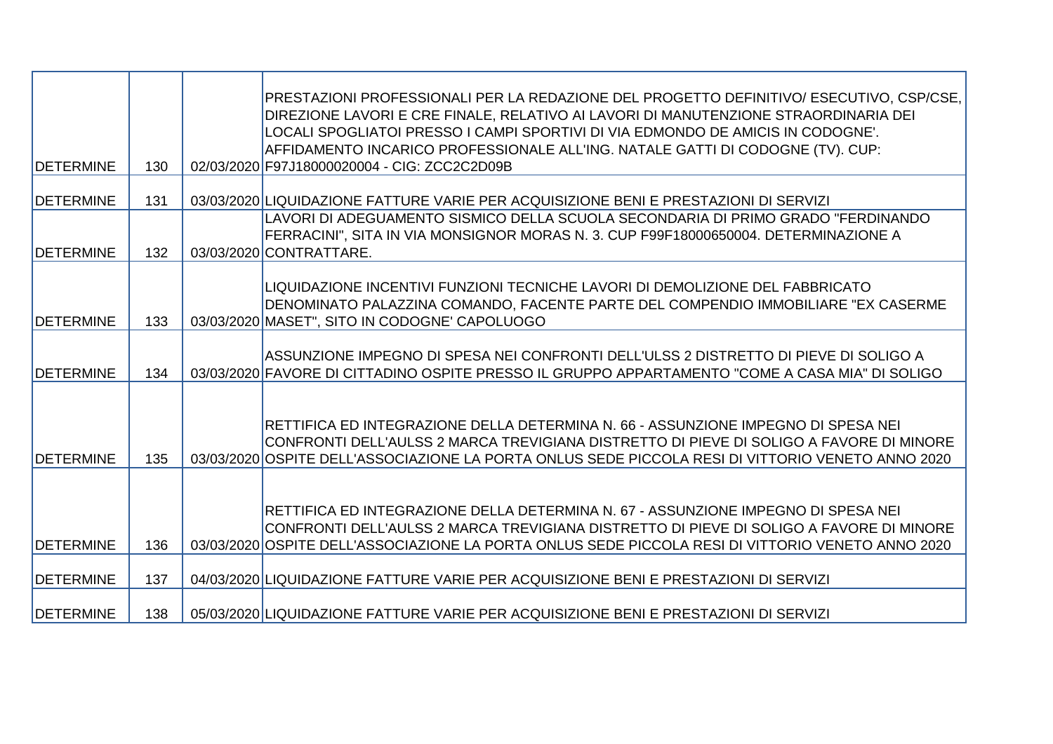| | | | |
|---|---|---|---|
| DETERMINE | 130 | 02/03/2020 | PRESTAZIONI PROFESSIONALI PER LA REDAZIONE DEL PROGETTO DEFINITIVO/ ESECUTIVO, CSP/CSE, DIREZIONE LAVORI E CRE FINALE, RELATIVO AI LAVORI DI MANUTENZIONE STRAORDINARIA DEI LOCALI SPOGLIATOI PRESSO I CAMPI SPORTIVI DI VIA EDMONDO DE AMICIS IN CODOGNE'. AFFIDAMENTO INCARICO PROFESSIONALE ALL'ING. NATALE GATTI DI CODOGNE (TV). CUP: F97J18000020004 - CIG: ZCC2C2D09B |
| DETERMINE | 131 | 03/03/2020 | LIQUIDAZIONE FATTURE VARIE PER ACQUISIZIONE BENI E PRESTAZIONI DI SERVIZI |
| DETERMINE | 132 | 03/03/2020 | LAVORI DI ADEGUAMENTO SISMICO DELLA SCUOLA SECONDARIA DI PRIMO GRADO "FERDINANDO FERRACINI", SITA IN VIA MONSIGNOR MORAS N. 3. CUP F99F18000650004. DETERMINAZIONE A CONTRATTARE. |
| DETERMINE | 133 | 03/03/2020 | LIQUIDAZIONE INCENTIVI FUNZIONI TECNICHE LAVORI DI DEMOLIZIONE DEL FABBRICATO DENOMINATO PALAZZINA COMANDO, FACENTE PARTE DEL COMPENDIO IMMOBILIARE "EX CASERME MASET", SITO IN CODOGNE' CAPOLUOGO |
| DETERMINE | 134 | 03/03/2020 | ASSUNZIONE IMPEGNO DI SPESA NEI CONFRONTI DELL'ULSS 2 DISTRETTO DI PIEVE DI SOLIGO A FAVORE DI CITTADINO OSPITE PRESSO IL GRUPPO APPARTAMENTO "COME A CASA MIA" DI SOLIGO |
| DETERMINE | 135 | 03/03/2020 | RETTIFICA ED INTEGRAZIONE DELLA DETERMINA N. 66 - ASSUNZIONE IMPEGNO DI SPESA NEI CONFRONTI DELL'AULSS 2 MARCA TREVIGIANA DISTRETTO DI PIEVE DI SOLIGO A FAVORE DI MINORE OSPITE DELL'ASSOCIAZIONE LA PORTA ONLUS SEDE PICCOLA RESI DI VITTORIO VENETO ANNO 2020 |
| DETERMINE | 136 | 03/03/2020 | RETTIFICA ED INTEGRAZIONE DELLA DETERMINA N. 67 - ASSUNZIONE IMPEGNO DI SPESA NEI CONFRONTI DELL'AULSS 2 MARCA TREVIGIANA DISTRETTO DI PIEVE DI SOLIGO A FAVORE DI MINORE OSPITE DELL'ASSOCIAZIONE LA PORTA ONLUS SEDE PICCOLA RESI DI VITTORIO VENETO ANNO 2020 |
| DETERMINE | 137 | 04/03/2020 | LIQUIDAZIONE FATTURE VARIE PER ACQUISIZIONE BENI E PRESTAZIONI DI SERVIZI |
| DETERMINE | 138 | 05/03/2020 | LIQUIDAZIONE FATTURE VARIE PER ACQUISIZIONE BENI E PRESTAZIONI DI SERVIZI |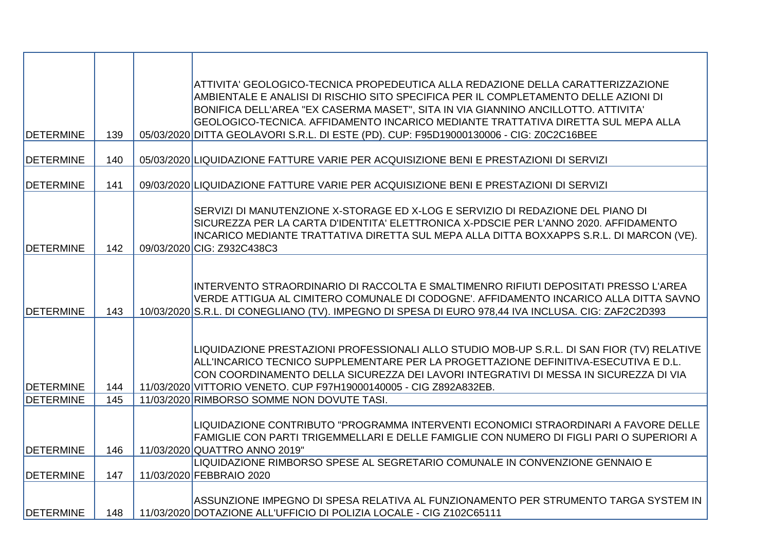| | | | |
|---|---|---|---|
| DETERMINE | 139 | 05/03/2020 | ATTIVITA' GEOLOGICO-TECNICA PROPEDEUTICA ALLA REDAZIONE DELLA CARATTERIZZAZIONE AMBIENTALE E ANALISI DI RISCHIO SITO SPECIFICA PER IL COMPLETAMENTO DELLE AZIONI DI BONIFICA DELL'AREA "EX CASERMA MASET", SITA IN VIA GIANNINO ANCILLOTTO. ATTIVITA' GEOLOGICO-TECNICA. AFFIDAMENTO INCARICO MEDIANTE TRATTATIVA DIRETTA SUL MEPA ALLA DITTA GEOLAVORI S.R.L. DI ESTE (PD). CUP: F95D19000130006 - CIG: Z0C2C16BEE |
| DETERMINE | 140 | 05/03/2020 | LIQUIDAZIONE FATTURE VARIE PER ACQUISIZIONE BENI E PRESTAZIONI DI SERVIZI |
| DETERMINE | 141 | 09/03/2020 | LIQUIDAZIONE FATTURE VARIE PER ACQUISIZIONE BENI E PRESTAZIONI DI SERVIZI |
| DETERMINE | 142 | 09/03/2020 | SERVIZI DI MANUTENZIONE X-STORAGE ED X-LOG E SERVIZIO DI REDAZIONE DEL PIANO DI SICUREZZA PER LA CARTA D'IDENTITA' ELETTRONICA X-PDSCIE PER L'ANNO 2020. AFFIDAMENTO INCARICO MEDIANTE TRATTATIVA DIRETTA SUL MEPA ALLA DITTA BOXXAPPS S.R.L. DI MARCON (VE). CIG: Z932C438C3 |
| DETERMINE | 143 | 10/03/2020 | INTERVENTO STRAORDINARIO DI RACCOLTA E SMALTIMENRO RIFIUTI DEPOSITATI PRESSO L'AREA VERDE ATTIGUA AL CIMITERO COMUNALE DI CODOGNE'. AFFIDAMENTO INCARICO ALLA DITTA SAVNO S.R.L. DI CONEGLIANO (TV). IMPEGNO DI SPESA DI EURO 978,44 IVA INCLUSA. CIG: ZAF2C2D393 |
| DETERMINE | 144 | 11/03/2020 | LIQUIDAZIONE PRESTAZIONI PROFESSIONALI ALLO STUDIO MOB-UP S.R.L. DI SAN FIOR (TV) RELATIVE ALL'INCARICO TECNICO SUPPLEMENTARE PER LA PROGETTAZIONE DEFINITIVA-ESECUTIVA E D.L. CON COORDINAMENTO DELLA SICUREZZA DEI LAVORI INTEGRATIVI DI MESSA IN SICUREZZA DI VIA VITTORIO VENETO. CUP F97H19000140005 - CIG Z892A832EB. |
| DETERMINE | 145 | 11/03/2020 | RIMBORSO SOMME NON DOVUTE TASI. |
| DETERMINE | 146 | 11/03/2020 | LIQUIDAZIONE CONTRIBUTO "PROGRAMMA INTERVENTI ECONOMICI STRAORDINARI A FAVORE DELLE FAMIGLIE CON PARTI TRIGEMMELLARI E DELLE FAMIGLIE CON NUMERO DI FIGLI PARI O SUPERIORI A QUATTRO ANNO 2019" |
| DETERMINE | 147 | 11/03/2020 | LIQUIDAZIONE RIMBORSO SPESE AL SEGRETARIO COMUNALE IN CONVENZIONE GENNAIO E FEBBRAIO 2020 |
| DETERMINE | 148 | 11/03/2020 | ASSUNZIONE IMPEGNO DI SPESA RELATIVA AL FUNZIONAMENTO PER STRUMENTO TARGA SYSTEM IN DOTAZIONE ALL'UFFICIO DI POLIZIA LOCALE - CIG Z102C65111 |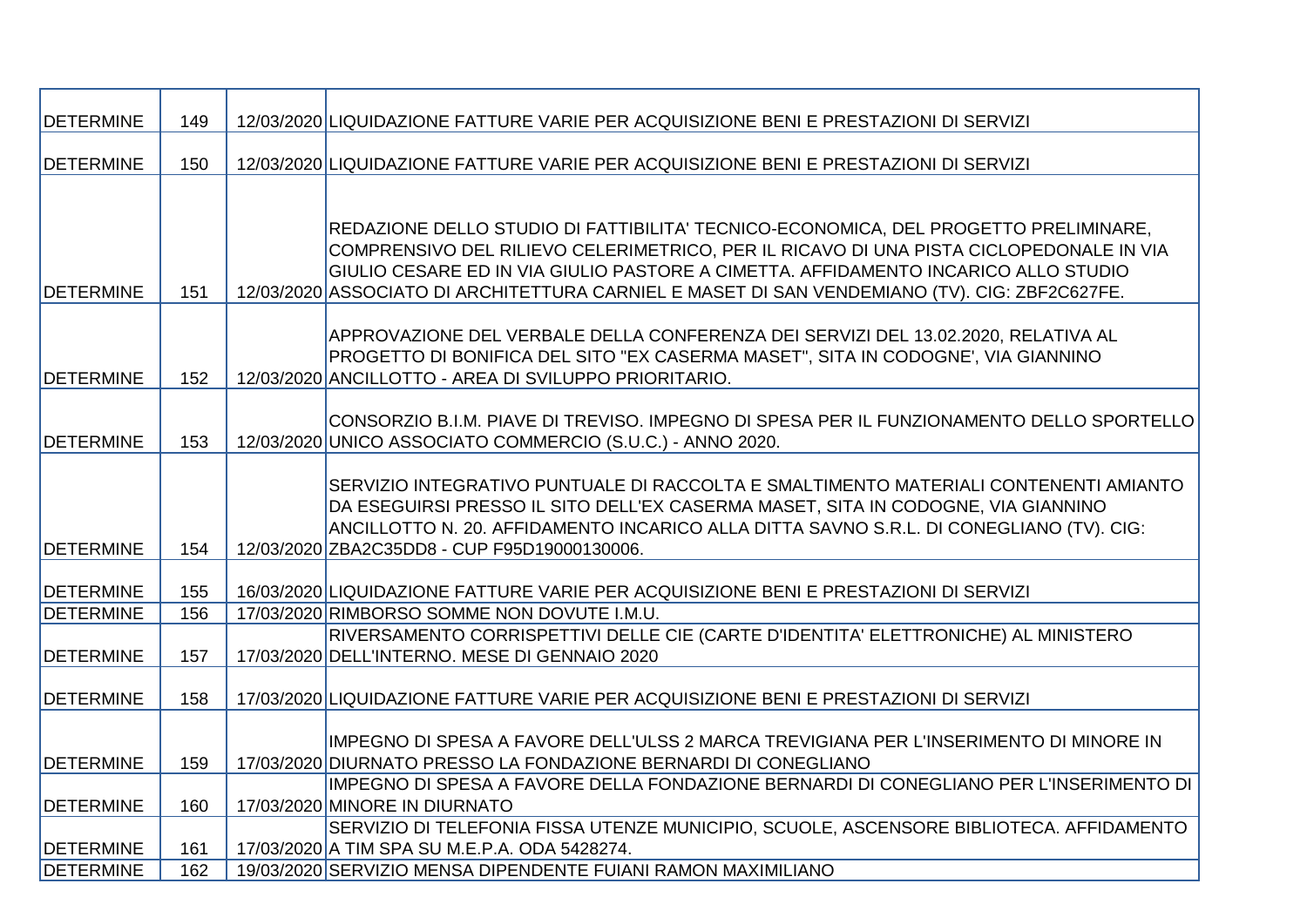| DETERMINE | 149 | 12/03/2020 | LIQUIDAZIONE FATTURE VARIE PER ACQUISIZIONE BENI E PRESTAZIONI DI SERVIZI |
|---|---|---|---|
| DETERMINE | 150 | 12/03/2020 | LIQUIDAZIONE FATTURE VARIE PER ACQUISIZIONE BENI E PRESTAZIONI DI SERVIZI |
| DETERMINE | 151 | 12/03/2020 | REDAZIONE DELLO STUDIO DI FATTIBILITA' TECNICO-ECONOMICA, DEL PROGETTO PRELIMINARE, COMPRENSIVO DEL RILIEVO CELERIMETRICO, PER IL RICAVO DI UNA PISTA CICLOPEDONALE IN VIA GIULIO CESARE ED IN VIA GIULIO PASTORE A CIMETTA. AFFIDAMENTO INCARICO ALLO STUDIO ASSOCIATO DI ARCHITETTURA CARNIEL E MASET DI SAN VENDEMIANO (TV). CIG: ZBF2C627FE. |
| DETERMINE | 152 | 12/03/2020 | APPROVAZIONE DEL VERBALE DELLA CONFERENZA DEI SERVIZI DEL 13.02.2020, RELATIVA AL PROGETTO DI BONIFICA DEL SITO "EX CASERMA MASET", SITA IN CODOGNE', VIA GIANNINO ANCILLOTTO - AREA DI SVILUPPO PRIORITARIO. |
| DETERMINE | 153 | 12/03/2020 | CONSORZIO B.I.M. PIAVE DI TREVISO. IMPEGNO DI SPESA PER IL FUNZIONAMENTO DELLO SPORTELLO UNICO ASSOCIATO COMMERCIO (S.U.C.) - ANNO 2020. |
| DETERMINE | 154 | 12/03/2020 | SERVIZIO INTEGRATIVO PUNTUALE DI RACCOLTA E SMALTIMENTO MATERIALI CONTENENTI AMIANTO DA ESEGUIRSI PRESSO IL SITO DELL'EX CASERMA MASET, SITA IN CODOGNE, VIA GIANNINO ANCILLOTTO N. 20. AFFIDAMENTO INCARICO ALLA DITTA SAVNO S.R.L. DI CONEGLIANO (TV). CIG: ZBA2C35DD8 - CUP F95D19000130006. |
| DETERMINE | 155 | 16/03/2020 | LIQUIDAZIONE FATTURE VARIE PER ACQUISIZIONE BENI E PRESTAZIONI DI SERVIZI |
| DETERMINE | 156 | 17/03/2020 | RIMBORSO SOMME NON DOVUTE I.M.U. |
| DETERMINE | 157 | 17/03/2020 | RIVERSAMENTO CORRISPETTIVI DELLE CIE (CARTE D'IDENTITA' ELETTRONICHE) AL MINISTERO DELL'INTERNO. MESE DI GENNAIO 2020 |
| DETERMINE | 158 | 17/03/2020 | LIQUIDAZIONE FATTURE VARIE PER ACQUISIZIONE BENI E PRESTAZIONI DI SERVIZI |
| DETERMINE | 159 | 17/03/2020 | IMPEGNO DI SPESA A FAVORE DELL'ULSS 2 MARCA TREVIGIANA PER L'INSERIMENTO DI MINORE IN DIURNATO PRESSO LA FONDAZIONE BERNARDI DI CONEGLIANO |
| DETERMINE | 160 | 17/03/2020 | IMPEGNO DI SPESA A FAVORE DELLA FONDAZIONE BERNARDI DI CONEGLIANO PER L'INSERIMENTO DI MINORE IN DIURNATO |
| DETERMINE | 161 | 17/03/2020 | SERVIZIO DI TELEFONIA FISSA UTENZE MUNICIPIO, SCUOLE, ASCENSORE BIBLIOTECA. AFFIDAMENTO A TIM SPA SU M.E.P.A. ODA 5428274. |
| DETERMINE | 162 | 19/03/2020 | SERVIZIO MENSA DIPENDENTE FUIANI RAMON MAXIMILIANO |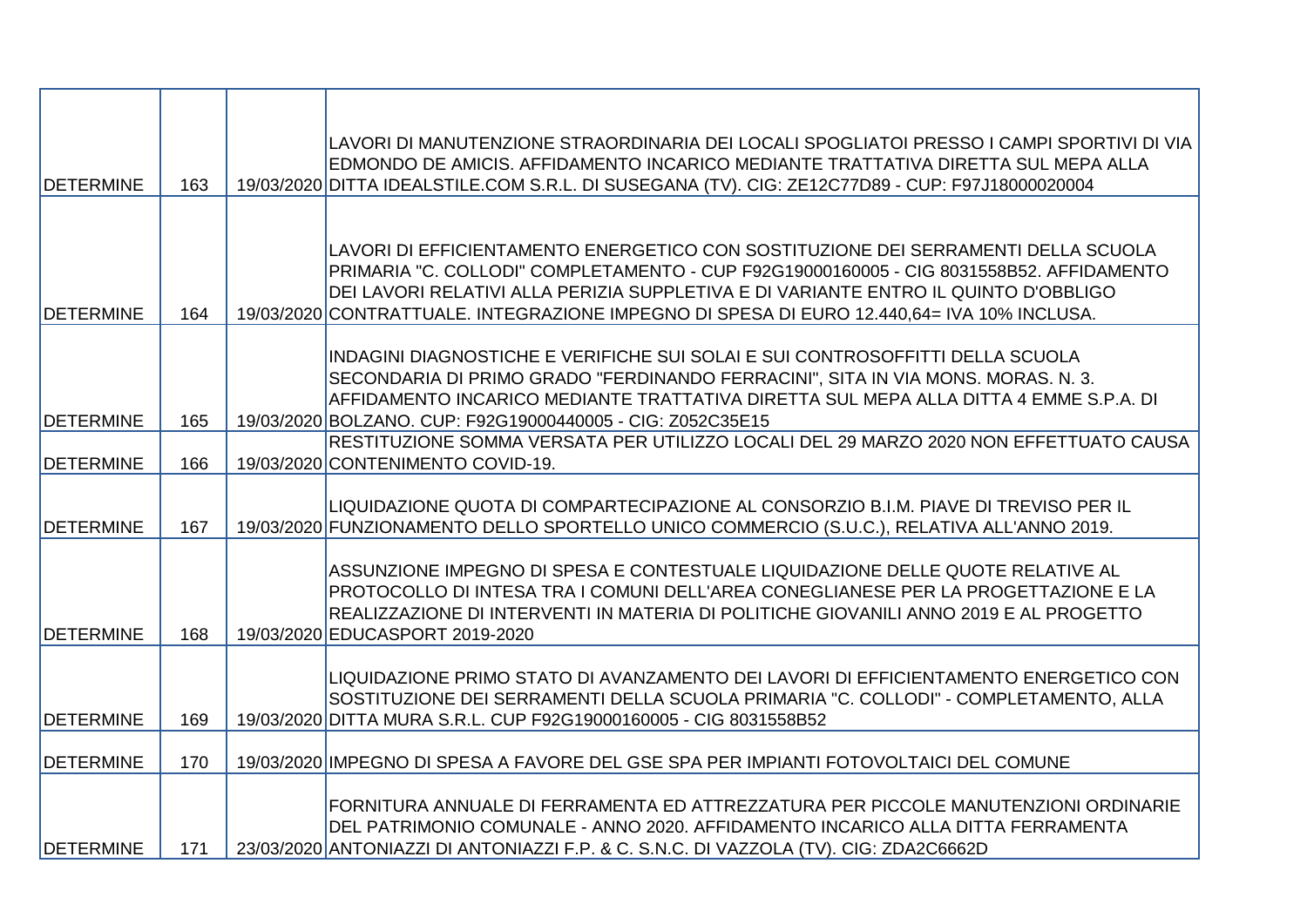| | | | |
|---|---|---|---|
| DETERMINE | 163 | 19/03/2020 | LAVORI DI MANUTENZIONE STRAORDINARIA DEI LOCALI SPOGLIATOI PRESSO I CAMPI SPORTIVI DI VIA EDMONDO DE AMICIS. AFFIDAMENTO INCARICO MEDIANTE TRATTATIVA DIRETTA SUL MEPA ALLA DITTA IDEALSTILE.COM S.R.L. DI SUSEGANA (TV). CIG: ZE12C77D89 - CUP: F97J18000020004 |
| DETERMINE | 164 | 19/03/2020 | LAVORI DI EFFICIENTAMENTO ENERGETICO CON SOSTITUZIONE DEI SERRAMENTI DELLA SCUOLA PRIMARIA "C. COLLODI" COMPLETAMENTO - CUP F92G19000160005 - CIG 8031558B52. AFFIDAMENTO DEI LAVORI RELATIVI ALLA PERIZIA SUPPLETIVA E DI VARIANTE ENTRO IL QUINTO D'OBBLIGO CONTRATTUALE. INTEGRAZIONE IMPEGNO DI SPESA DI EURO 12.440,64= IVA 10% INCLUSA. |
| DETERMINE | 165 | 19/03/2020 | INDAGINI DIAGNOSTICHE E VERIFICHE SUI SOLAI E SUI CONTROSOFFITTI DELLA SCUOLA SECONDARIA DI PRIMO GRADO "FERDINANDO FERRACINI", SITA IN VIA MONS. MORAS. N. 3. AFFIDAMENTO INCARICO MEDIANTE TRATTATIVA DIRETTA SUL MEPA ALLA DITTA 4 EMME S.P.A. DI BOLZANO. CUP: F92G19000440005 - CIG: Z052C35E15 |
| DETERMINE | 166 | 19/03/2020 | RESTITUZIONE SOMMA VERSATA PER UTILIZZO LOCALI DEL 29 MARZO 2020 NON EFFETTUATO CAUSA CONTENIMENTO COVID-19. |
| DETERMINE | 167 | 19/03/2020 | LIQUIDAZIONE QUOTA DI COMPARTECIPAZIONE AL CONSORZIO B.I.M. PIAVE DI TREVISO PER IL FUNZIONAMENTO DELLO SPORTELLO UNICO COMMERCIO (S.U.C.), RELATIVA ALL'ANNO 2019. |
| DETERMINE | 168 | 19/03/2020 | ASSUNZIONE IMPEGNO DI SPESA E CONTESTUALE LIQUIDAZIONE DELLE QUOTE RELATIVE AL PROTOCOLLO DI INTESA TRA I COMUNI DELL'AREA CONEGLIANESE PER LA PROGETTAZIONE E LA REALIZZAZIONE DI INTERVENTI IN MATERIA DI POLITICHE GIOVANILI ANNO 2019 E AL PROGETTO EDUCASPORT 2019-2020 |
| DETERMINE | 169 | 19/03/2020 | LIQUIDAZIONE PRIMO STATO DI AVANZAMENTO DEI LAVORI DI EFFICIENTAMENTO ENERGETICO CON SOSTITUZIONE DEI SERRAMENTI DELLA SCUOLA PRIMARIA "C. COLLODI" - COMPLETAMENTO, ALLA DITTA MURA S.R.L. CUP F92G19000160005 - CIG 8031558B52 |
| DETERMINE | 170 | 19/03/2020 | IMPEGNO DI SPESA A FAVORE DEL GSE SPA PER IMPIANTI FOTOVOLTAICI DEL COMUNE |
| DETERMINE | 171 | 23/03/2020 | FORNITURA ANNUALE DI FERRAMENTA ED ATTREZZATURA PER PICCOLE MANUTENZIONI ORDINARIE DEL PATRIMONIO COMUNALE - ANNO 2020. AFFIDAMENTO INCARICO ALLA DITTA FERRAMENTA ANTONIAZZI DI ANTONIAZZI F.P. & C. S.N.C. DI VAZZOLA (TV). CIG: ZDA2C6662D |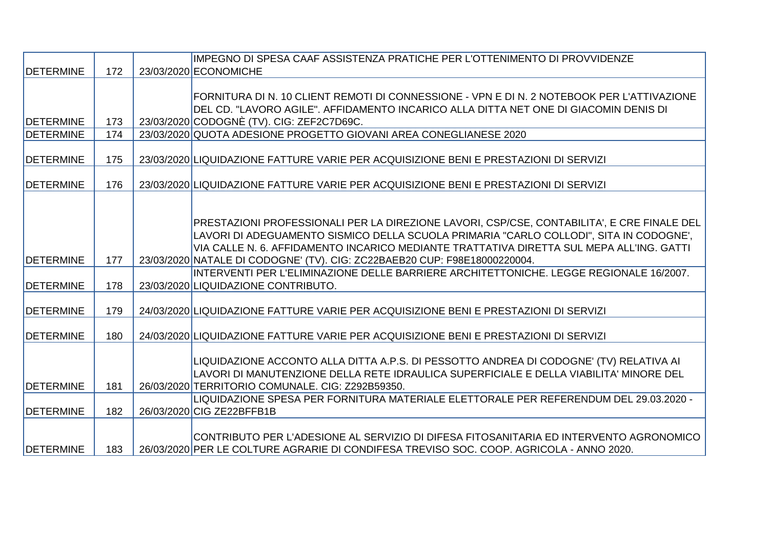| DETERMINE | 172 | 23/03/2020 | IMPEGNO DI SPESA CAAF ASSISTENZA PRATICHE PER L'OTTENIMENTO DI PROVVIDENZE ECONOMICHE |
|---|---|---|---|
| DETERMINE | 173 | 23/03/2020 | FORNITURA DI N. 10 CLIENT REMOTI DI CONNESSIONE - VPN E DI N. 2 NOTEBOOK PER L'ATTIVAZIONE DEL CD. "LAVORO AGILE". AFFIDAMENTO INCARICO ALLA DITTA NET ONE DI GIACOMIN DENIS DI CODOGNÈ (TV). CIG: ZEF2C7D69C. |
| DETERMINE | 174 | 23/03/2020 | QUOTA ADESIONE PROGETTO GIOVANI AREA CONEGLIANESE 2020 |
| DETERMINE | 175 | 23/03/2020 | LIQUIDAZIONE FATTURE VARIE PER ACQUISIZIONE BENI E PRESTAZIONI DI SERVIZI |
| DETERMINE | 176 | 23/03/2020 | LIQUIDAZIONE FATTURE VARIE PER ACQUISIZIONE BENI E PRESTAZIONI DI SERVIZI |
| DETERMINE | 177 | 23/03/2020 | PRESTAZIONI PROFESSIONALI PER LA DIREZIONE LAVORI, CSP/CSE, CONTABILITA', E CRE FINALE DEL LAVORI DI ADEGUAMENTO SISMICO DELLA SCUOLA PRIMARIA "CARLO COLLODI", SITA IN CODOGNE', VIA CALLE N. 6. AFFIDAMENTO INCARICO MEDIANTE TRATTATIVA DIRETTA SUL MEPA ALL'ING. GATTI NATALE DI CODOGNE' (TV). CIG: ZC22BAEB20 CUP: F98E18000220004. |
| DETERMINE | 178 | 23/03/2020 | INTERVENTI PER L'ELIMINAZIONE DELLE BARRIERE ARCHITETTONICHE. LEGGE REGIONALE 16/2007. LIQUIDAZIONE CONTRIBUTO. |
| DETERMINE | 179 | 24/03/2020 | LIQUIDAZIONE FATTURE VARIE PER ACQUISIZIONE BENI E PRESTAZIONI DI SERVIZI |
| DETERMINE | 180 | 24/03/2020 | LIQUIDAZIONE FATTURE VARIE PER ACQUISIZIONE BENI E PRESTAZIONI DI SERVIZI |
| DETERMINE | 181 | 26/03/2020 | LIQUIDAZIONE ACCONTO ALLA DITTA A.P.S. DI PESSOTTO ANDREA DI CODOGNE' (TV) RELATIVA AI LAVORI DI MANUTENZIONE DELLA RETE IDRAULICA SUPERFICIALE E DELLA VIABILITA' MINORE DEL TERRITORIO COMUNALE. CIG: Z292B59350. |
| DETERMINE | 182 | 26/03/2020 | LIQUIDAZIONE SPESA PER FORNITURA MATERIALE ELETTORALE PER REFERENDUM DEL 29.03.2020 - CIG ZE22BFFB1B |
| DETERMINE | 183 | 26/03/2020 | CONTRIBUTO PER L'ADESIONE AL SERVIZIO DI DIFESA FITOSANITARIA ED INTERVENTO AGRONOMICO PER LE COLTURE AGRARIE DI CONDIFESA TREVISO SOC. COOP. AGRICOLA - ANNO 2020. |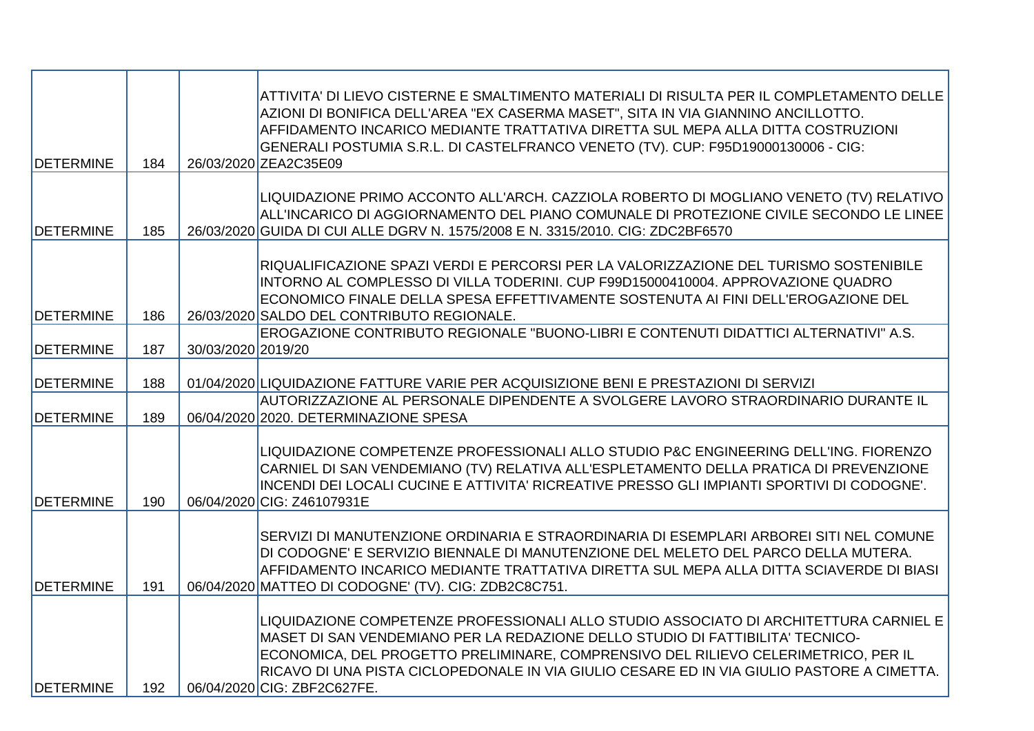| | | | |
|---|---|---|---|
| DETERMINE | 184 | 26/03/2020 | ATTIVITA' DI LIEVO CISTERNE E SMALTIMENTO MATERIALI DI RISULTA PER IL COMPLETAMENTO DELLE AZIONI DI BONIFICA DELL'AREA "EX CASERMA MASET", SITA IN VIA GIANNINO ANCILLOTTO. AFFIDAMENTO INCARICO MEDIANTE TRATTATIVA DIRETTA SUL MEPA ALLA DITTA COSTRUZIONI GENERALI POSTUMIA S.R.L. DI CASTELFRANCO VENETO (TV). CUP: F95D19000130006 - CIG: ZEA2C35E09 |
| DETERMINE | 185 | 26/03/2020 | LIQUIDAZIONE PRIMO ACCONTO ALL'ARCH. CAZZIOLA ROBERTO DI MOGLIANO VENETO (TV) RELATIVO ALL'INCARICO DI AGGIORNAMENTO DEL PIANO COMUNALE DI PROTEZIONE CIVILE SECONDO LE LINEE GUIDA DI CUI ALLE DGRV N. 1575/2008 E N. 3315/2010. CIG: ZDC2BF6570 |
| DETERMINE | 186 | 26/03/2020 | RIQUALIFICAZIONE SPAZI VERDI E PERCORSI PER LA VALORIZZAZIONE DEL TURISMO SOSTENIBILE INTORNO AL COMPLESSO DI VILLA TODERINI. CUP F99D15000410004. APPROVAZIONE QUADRO ECONOMICO FINALE DELLA SPESA EFFETTIVAMENTE SOSTENUTA AI FINI DELL'EROGAZIONE DEL SALDO DEL CONTRIBUTO REGIONALE. |
| DETERMINE | 187 | 30/03/2020 | EROGAZIONE CONTRIBUTO REGIONALE "BUONO-LIBRI E CONTENUTI DIDATTICI ALTERNATIVI" A.S. 2019/20 |
| DETERMINE | 188 | 01/04/2020 | LIQUIDAZIONE FATTURE VARIE PER ACQUISIZIONE BENI E PRESTAZIONI DI SERVIZI |
| DETERMINE | 189 | 06/04/2020 | AUTORIZZAZIONE AL PERSONALE DIPENDENTE A SVOLGERE LAVORO STRAORDINARIO DURANTE IL 2020. DETERMINAZIONE SPESA |
| DETERMINE | 190 | 06/04/2020 | LIQUIDAZIONE COMPETENZE PROFESSIONALI ALLO STUDIO P&C ENGINEERING DELL'ING. FIORENZO CARNIEL DI SAN VENDEMIANO (TV) RELATIVA ALL'ESPLETAMENTO DELLA PRATICA DI PREVENZIONE INCENDI DEI LOCALI CUCINE E ATTIVITA' RICREATIVE PRESSO GLI IMPIANTI SPORTIVI DI CODOGNE'. CIG: Z46107931E |
| DETERMINE | 191 | 06/04/2020 | SERVIZI DI MANUTENZIONE ORDINARIA E STRAORDINARIA DI ESEMPLARI ARBOREI SITI NEL COMUNE DI CODOGNE' E SERVIZIO BIENNALE DI MANUTENZIONE DEL MELETO DEL PARCO DELLA MUTERA. AFFIDAMENTO INCARICO MEDIANTE TRATTATIVA DIRETTA SUL MEPA ALLA DITTA SCIAVERDE DI BIASI MATTEO DI CODOGNE' (TV). CIG: ZDB2C8C751. |
| DETERMINE | 192 | 06/04/2020 | LIQUIDAZIONE COMPETENZE PROFESSIONALI ALLO STUDIO ASSOCIATO DI ARCHITETTURA CARNIEL E MASET DI SAN VENDEMIANO PER LA REDAZIONE DELLO STUDIO DI FATTIBILITA' TECNICO-ECONOMICA, DEL PROGETTO PRELIMINARE, COMPRENSIVO DEL RILIEVO CELERIMETRICO, PER IL RICAVO DI UNA PISTA CICLOPEDONALE IN VIA GIULIO CESARE ED IN VIA GIULIO PASTORE A CIMETTA. CIG: ZBF2C627FE. |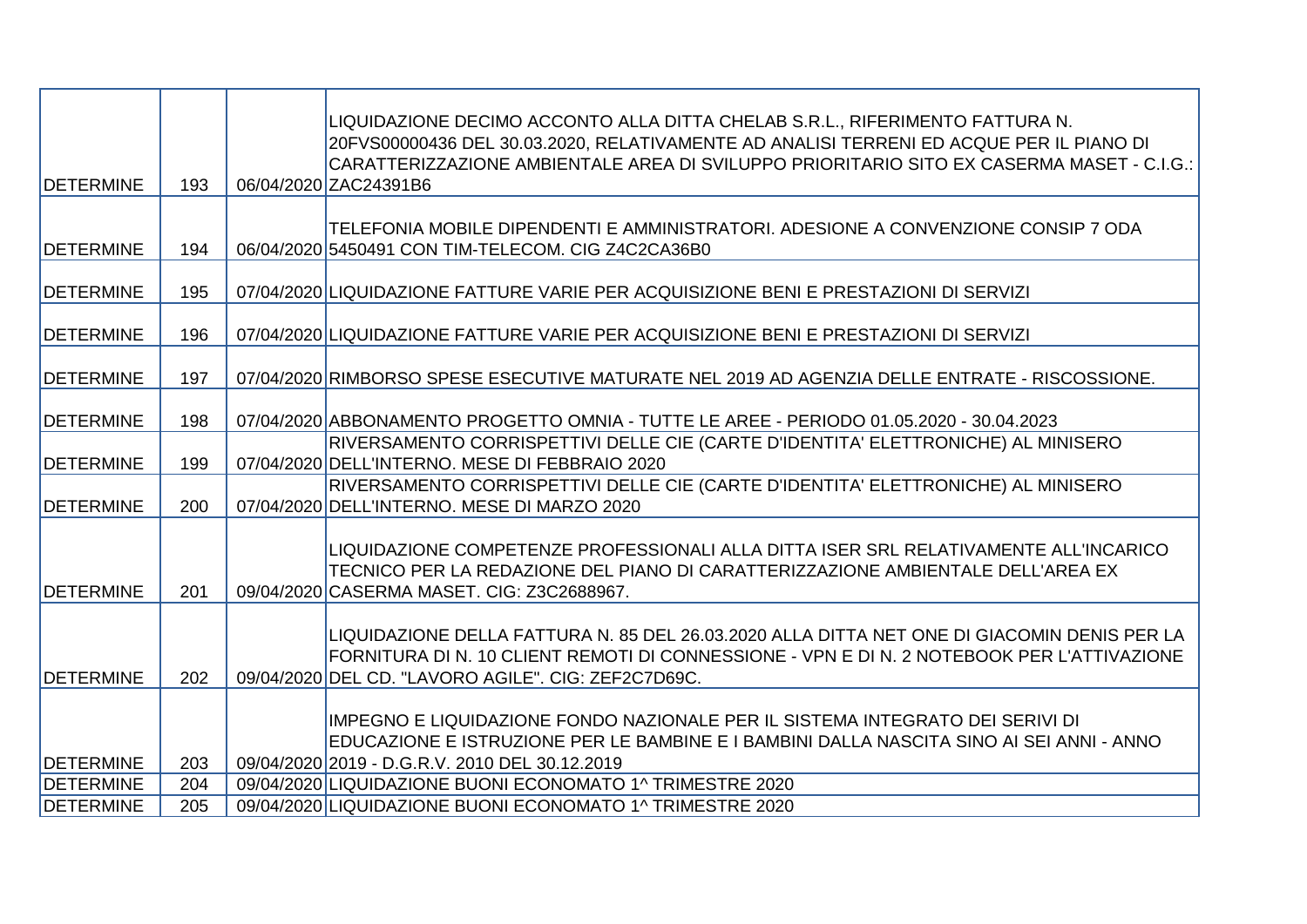| | | | |
|---|---|---|---|
| DETERMINE | 193 | 06/04/2020 | LIQUIDAZIONE DECIMO ACCONTO ALLA DITTA CHELAB S.R.L., RIFERIMENTO FATTURA N. 20FVS00000436 DEL 30.03.2020, RELATIVAMENTE AD ANALISI TERRENI ED ACQUE PER IL PIANO DI CARATTERIZZAZIONE AMBIENTALE AREA DI SVILUPPO PRIORITARIO SITO EX CASERMA MASET - C.I.G.: ZAC24391B6 |
| DETERMINE | 194 | 06/04/2020 | TELEFONIA MOBILE DIPENDENTI E AMMINISTRATORI. ADESIONE A CONVENZIONE CONSIP 7 ODA 5450491 CON TIM-TELECOM. CIG Z4C2CA36B0 |
| DETERMINE | 195 | 07/04/2020 | LIQUIDAZIONE FATTURE VARIE PER ACQUISIZIONE BENI E PRESTAZIONI DI SERVIZI |
| DETERMINE | 196 | 07/04/2020 | LIQUIDAZIONE FATTURE VARIE PER ACQUISIZIONE BENI E PRESTAZIONI DI SERVIZI |
| DETERMINE | 197 | 07/04/2020 | RIMBORSO SPESE ESECUTIVE MATURATE NEL 2019 AD AGENZIA DELLE ENTRATE - RISCOSSIONE. |
| DETERMINE | 198 | 07/04/2020 | ABBONAMENTO PROGETTO OMNIA - TUTTE LE AREE - PERIODO 01.05.2020 - 30.04.2023 |
| DETERMINE | 199 | 07/04/2020 | RIVERSAMENTO CORRISPETTIVI DELLE CIE (CARTE D'IDENTITA' ELETTRONICHE) AL MINISERO DELL'INTERNO. MESE DI FEBBRAIO 2020 |
| DETERMINE | 200 | 07/04/2020 | RIVERSAMENTO CORRISPETTIVI DELLE CIE (CARTE D'IDENTITA' ELETTRONICHE) AL MINISERO DELL'INTERNO. MESE DI MARZO 2020 |
| DETERMINE | 201 | 09/04/2020 | LIQUIDAZIONE COMPETENZE PROFESSIONALI ALLA DITTA ISER SRL RELATIVAMENTE ALL'INCARICO TECNICO PER LA REDAZIONE DEL PIANO DI CARATTERIZZAZIONE AMBIENTALE DELL'AREA EX CASERMA MASET. CIG: Z3C2688967. |
| DETERMINE | 202 | 09/04/2020 | LIQUIDAZIONE DELLA FATTURA N. 85 DEL 26.03.2020 ALLA DITTA NET ONE DI GIACOMIN DENIS PER LA FORNITURA DI N. 10 CLIENT REMOTI DI CONNESSIONE - VPN E DI N. 2 NOTEBOOK PER L'ATTIVAZIONE DEL CD. "LAVORO AGILE". CIG: ZEF2C7D69C. |
| DETERMINE | 203 | 09/04/2020 | IMPEGNO E LIQUIDAZIONE FONDO NAZIONALE PER IL SISTEMA INTEGRATO DEI SERIVI DI EDUCAZIONE E ISTRUZIONE PER LE BAMBINE E I BAMBINI DALLA NASCITA SINO AI SEI ANNI - ANNO 2019 - D.G.R.V. 2010 DEL 30.12.2019 |
| DETERMINE | 204 | 09/04/2020 | LIQUIDAZIONE BUONI ECONOMATO 1^ TRIMESTRE 2020 |
| DETERMINE | 205 | 09/04/2020 | LIQUIDAZIONE BUONI ECONOMATO 1^ TRIMESTRE 2020 |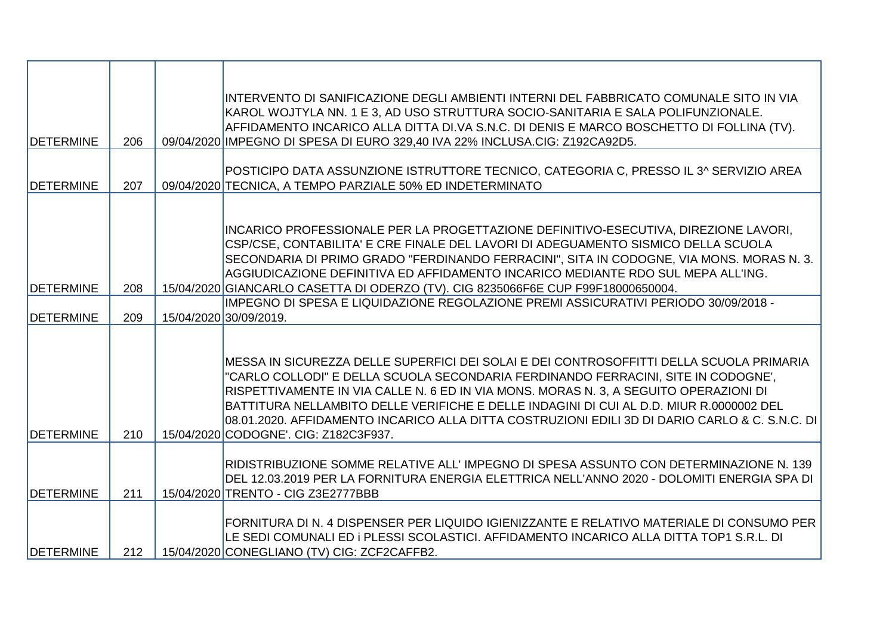| | | | |
|---|---|---|---|
| DETERMINE | 206 | 09/04/2020 | INTERVENTO DI SANIFICAZIONE DEGLI AMBIENTI INTERNI DEL FABBRICATO COMUNALE SITO IN VIA KAROL WOJTYLA NN. 1 E 3, AD USO STRUTTURA SOCIO-SANITARIA E SALA POLIFUNZIONALE. AFFIDAMENTO INCARICO ALLA DITTA DI.VA S.N.C. DI DENIS E MARCO BOSCHETTO DI FOLLINA (TV). IMPEGNO DI SPESA DI EURO 329,40 IVA 22% INCLUSA.CIG: Z192CA92D5. |
| DETERMINE | 207 | 09/04/2020 | POSTICIPO DATA ASSUNZIONE ISTRUTTORE TECNICO, CATEGORIA C, PRESSO IL 3^ SERVIZIO AREA TECNICA, A TEMPO PARZIALE 50% ED INDETERMINATO |
| DETERMINE | 208 | 15/04/2020 | INCARICO PROFESSIONALE PER LA PROGETTAZIONE DEFINITIVO-ESECUTIVA, DIREZIONE LAVORI, CSP/CSE, CONTABILITA' E CRE FINALE DEL LAVORI DI ADEGUAMENTO SISMICO DELLA SCUOLA SECONDARIA DI PRIMO GRADO "FERDINANDO FERRACINI", SITA IN CODOGNE, VIA MONS. MORAS N. 3. AGGIUDICAZIONE DEFINITIVA ED AFFIDAMENTO INCARICO MEDIANTE RDO SUL MEPA ALL'ING. GIANCARLO CASETTA DI ODERZO (TV). CIG 8235066F6E CUP F99F18000650004. |
| DETERMINE | 209 | 15/04/2020 | IMPEGNO DI SPESA E LIQUIDAZIONE REGOLAZIONE PREMI ASSICURATIVI PERIODO 30/09/2018 - 30/09/2019. |
| DETERMINE | 210 | 15/04/2020 | MESSA IN SICUREZZA DELLE SUPERFICI DEI SOLAI E DEI CONTROSOFFITTI DELLA SCUOLA PRIMARIA "CARLO COLLODI" E DELLA SCUOLA SECONDARIA FERDINANDO FERRACINI, SITE IN CODOGNE', RISPETTIVAMENTE IN VIA CALLE N. 6 ED IN VIA MONS. MORAS N. 3, A SEGUITO OPERAZIONI DI BATTITURA NELLAMBITO DELLE VERIFICHE E DELLE INDAGINI DI CUI AL D.D. MIUR R.0000002 DEL 08.01.2020. AFFIDAMENTO INCARICO ALLA DITTA COSTRUZIONI EDILI 3D DI DARIO CARLO & C. S.N.C. DI CODOGNE'. CIG: Z182C3F937. |
| DETERMINE | 211 | 15/04/2020 | RIDISTRIBUZIONE SOMME RELATIVE ALL' IMPEGNO DI SPESA ASSUNTO CON DETERMINAZIONE N. 139 DEL 12.03.2019 PER LA FORNITURA ENERGIA ELETTRICA NELL'ANNO 2020 - DOLOMITI ENERGIA SPA DI TRENTO - CIG Z3E2777BBB |
| DETERMINE | 212 | 15/04/2020 | FORNITURA DI N. 4 DISPENSER PER LIQUIDO IGIENIZZANTE E RELATIVO MATERIALE DI CONSUMO PER LE SEDI COMUNALI ED i PLESSI SCOLASTICI. AFFIDAMENTO INCARICO ALLA DITTA TOP1 S.R.L. DI CONEGLIANO (TV) CIG: ZCF2CAFFB2. |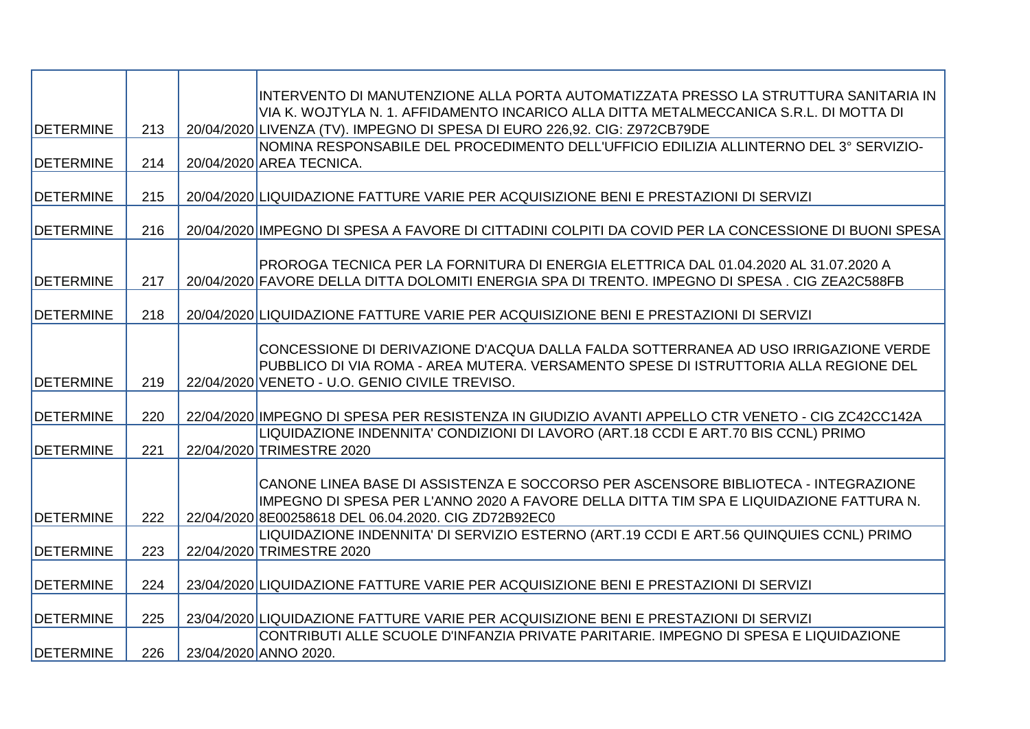| | | | |
|---|---|---|---|
| DETERMINE | 213 | 20/04/2020 | INTERVENTO DI MANUTENZIONE ALLA PORTA AUTOMATIZZATA PRESSO LA STRUTTURA SANITARIA IN VIA K. WOJTYLA N. 1. AFFIDAMENTO INCARICO ALLA DITTA METALMECCANICA S.R.L. DI MOTTA DI LIVENZA (TV). IMPEGNO DI SPESA DI EURO 226,92. CIG: Z972CB79DE |
| DETERMINE | 214 | 20/04/2020 | NOMINA RESPONSABILE DEL PROCEDIMENTO DELL'UFFICIO EDILIZIA ALLINTERNO DEL 3° SERVIZIO-AREA TECNICA. |
| DETERMINE | 215 | 20/04/2020 | LIQUIDAZIONE FATTURE VARIE PER ACQUISIZIONE BENI E PRESTAZIONI DI SERVIZI |
| DETERMINE | 216 | 20/04/2020 | IMPEGNO DI SPESA A FAVORE DI CITTADINI COLPITI DA COVID PER LA CONCESSIONE DI BUONI SPESA |
| DETERMINE | 217 | 20/04/2020 | PROROGA TECNICA PER LA FORNITURA DI ENERGIA ELETTRICA DAL 01.04.2020 AL 31.07.2020 A FAVORE DELLA DITTA DOLOMITI ENERGIA SPA DI TRENTO. IMPEGNO DI SPESA . CIG ZEA2C588FB |
| DETERMINE | 218 | 20/04/2020 | LIQUIDAZIONE FATTURE VARIE PER ACQUISIZIONE BENI E PRESTAZIONI DI SERVIZI |
| DETERMINE | 219 | 22/04/2020 | CONCESSIONE DI DERIVAZIONE D'ACQUA DALLA FALDA SOTTERRANEA AD USO IRRIGAZIONE VERDE PUBBLICO DI VIA ROMA - AREA MUTERA. VERSAMENTO SPESE DI ISTRUTTORIA ALLA REGIONE DEL VENETO - U.O. GENIO CIVILE TREVISO. |
| DETERMINE | 220 | 22/04/2020 | IMPEGNO DI SPESA PER RESISTENZA IN GIUDIZIO AVANTI APPELLO CTR VENETO - CIG ZC42CC142A |
| DETERMINE | 221 | 22/04/2020 | LIQUIDAZIONE INDENNITA' CONDIZIONI DI LAVORO (ART.18 CCDI E ART.70 BIS CCNL) PRIMO TRIMESTRE 2020 |
| DETERMINE | 222 | 22/04/2020 | CANONE LINEA BASE DI ASSISTENZA E SOCCORSO PER ASCENSORE BIBLIOTECA - INTEGRAZIONE IMPEGNO DI SPESA PER L'ANNO 2020 A FAVORE DELLA DITTA TIM SPA E LIQUIDAZIONE FATTURA N. 8E00258618 DEL 06.04.2020. CIG ZD72B92EC0 |
| DETERMINE | 223 | 22/04/2020 | LIQUIDAZIONE INDENNITA' DI SERVIZIO ESTERNO (ART.19 CCDI E ART.56 QUINQUIES CCNL) PRIMO TRIMESTRE 2020 |
| DETERMINE | 224 | 23/04/2020 | LIQUIDAZIONE FATTURE VARIE PER ACQUISIZIONE BENI E PRESTAZIONI DI SERVIZI |
| DETERMINE | 225 | 23/04/2020 | LIQUIDAZIONE FATTURE VARIE PER ACQUISIZIONE BENI E PRESTAZIONI DI SERVIZI |
| DETERMINE | 226 | 23/04/2020 | CONTRIBUTI ALLE SCUOLE D'INFANZIA PRIVATE PARITARIE. IMPEGNO DI SPESA E LIQUIDAZIONE ANNO 2020. |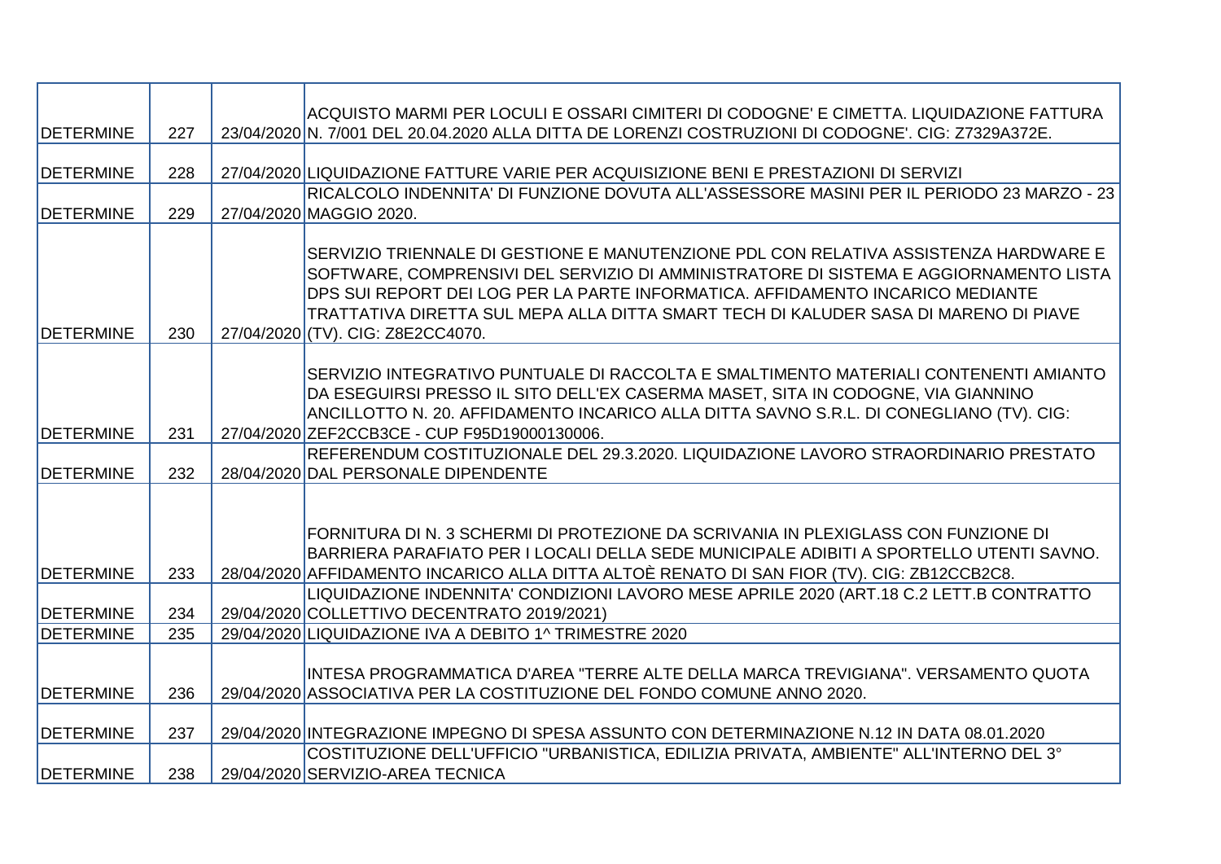| | | | |
|---|---|---|---|
| DETERMINE | 227 | 23/04/2020 | ACQUISTO MARMI PER LOCULI E OSSARI CIMITERI DI CODOGNE' E CIMETTA. LIQUIDAZIONE FATTURA N. 7/001 DEL 20.04.2020 ALLA DITTA DE LORENZI COSTRUZIONI DI CODOGNE'. CIG: Z7329A372E. |
| DETERMINE | 228 | 27/04/2020 | LIQUIDAZIONE FATTURE VARIE PER ACQUISIZIONE BENI E PRESTAZIONI DI SERVIZI |
| DETERMINE | 229 | 27/04/2020 | RICALCOLO INDENNITA' DI FUNZIONE DOVUTA ALL'ASSESSORE MASINI PER IL PERIODO 23 MARZO - 23 MAGGIO 2020. |
| DETERMINE | 230 | 27/04/2020 | SERVIZIO TRIENNALE DI GESTIONE E MANUTENZIONE PDL CON RELATIVA ASSISTENZA HARDWARE E SOFTWARE, COMPRENSIVI DEL SERVIZIO DI AMMINISTRATORE DI SISTEMA E AGGIORNAMENTO LISTA DPS SUI REPORT DEI LOG PER LA PARTE INFORMATICA. AFFIDAMENTO INCARICO MEDIANTE TRATTATIVA DIRETTA SUL MEPA ALLA DITTA SMART TECH DI KALUDER SASA DI MARENO DI PIAVE (TV). CIG: Z8E2CC4070. |
| DETERMINE | 231 | 27/04/2020 | SERVIZIO INTEGRATIVO PUNTUALE DI RACCOLTA E SMALTIMENTO MATERIALI CONTENENTI AMIANTO DA ESEGUIRSI PRESSO IL SITO DELL'EX CASERMA MASET, SITA IN CODOGNE, VIA GIANNINO ANCILLOTTO N. 20. AFFIDAMENTO INCARICO ALLA DITTA SAVNO S.R.L. DI CONEGLIANO (TV). CIG: ZEF2CCB3CE - CUP F95D19000130006. |
| DETERMINE | 232 | 28/04/2020 | REFERENDUM COSTITUZIONALE DEL 29.3.2020. LIQUIDAZIONE LAVORO STRAORDINARIO PRESTATO DAL PERSONALE DIPENDENTE |
| DETERMINE | 233 | 28/04/2020 | FORNITURA DI N. 3 SCHERMI DI PROTEZIONE DA SCRIVANIA IN PLEXIGLASS CON FUNZIONE DI BARRIERA PARAFIATO PER I LOCALI DELLA SEDE MUNICIPALE ADIBITI A SPORTELLO UTENTI SAVNO. AFFIDAMENTO INCARICO ALLA DITTA ALTOÈ RENATO DI SAN FIOR (TV). CIG: ZB12CCB2C8. |
| DETERMINE | 234 | 29/04/2020 | LIQUIDAZIONE INDENNITA' CONDIZIONI LAVORO MESE APRILE 2020 (ART.18 C.2 LETT.B CONTRATTO COLLETTIVO DECENTRATO 2019/2021) |
| DETERMINE | 235 | 29/04/2020 | LIQUIDAZIONE IVA A DEBITO 1^ TRIMESTRE 2020 |
| DETERMINE | 236 | 29/04/2020 | INTESA PROGRAMMATICA D'AREA "TERRE ALTE DELLA MARCA TREVIGIANA". VERSAMENTO QUOTA ASSOCIATIVA PER LA COSTITUZIONE DEL FONDO COMUNE ANNO 2020. |
| DETERMINE | 237 | 29/04/2020 | INTEGRAZIONE IMPEGNO DI SPESA ASSUNTO CON DETERMINAZIONE N.12 IN DATA 08.01.2020 |
| DETERMINE | 238 | 29/04/2020 | COSTITUZIONE DELL'UFFICIO "URBANISTICA, EDILIZIA PRIVATA, AMBIENTE" ALL'INTERNO DEL 3° SERVIZIO-AREA TECNICA |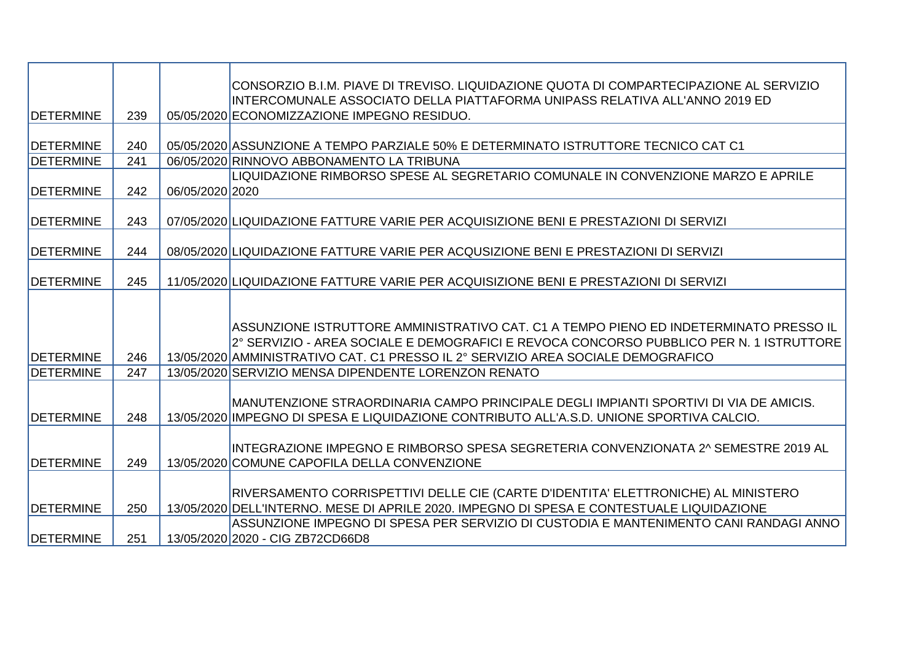| | | | |
|---|---|---|---|
| DETERMINE | 239 | 05/05/2020 | CONSORZIO B.I.M. PIAVE DI TREVISO. LIQUIDAZIONE QUOTA DI COMPARTECIPAZIONE AL SERVIZIO INTERCOMUNALE ASSOCIATO DELLA PIATTAFORMA UNIPASS RELATIVA ALL'ANNO 2019 ED ECONOMIZZAZIONE IMPEGNO RESIDUO. |
| DETERMINE | 240 | 05/05/2020 | ASSUNZIONE A TEMPO PARZIALE 50% E DETERMINATO ISTRUTTORE TECNICO CAT C1 |
| DETERMINE | 241 | 06/05/2020 | RINNOVO ABBONAMENTO LA TRIBUNA |
| DETERMINE | 242 | 06/05/2020 | LIQUIDAZIONE RIMBORSO SPESE AL SEGRETARIO COMUNALE IN CONVENZIONE MARZO E APRILE 2020 |
| DETERMINE | 243 | 07/05/2020 | LIQUIDAZIONE FATTURE VARIE PER ACQUISIZIONE BENI E PRESTAZIONI DI SERVIZI |
| DETERMINE | 244 | 08/05/2020 | LIQUIDAZIONE FATTURE VARIE PER ACQUSIZIONE BENI E PRESTAZIONI DI SERVIZI |
| DETERMINE | 245 | 11/05/2020 | LIQUIDAZIONE FATTURE VARIE PER ACQUISIZIONE BENI E PRESTAZIONI DI SERVIZI |
| DETERMINE | 246 | 13/05/2020 | ASSUNZIONE ISTRUTTORE AMMINISTRATIVO CAT. C1 A TEMPO PIENO ED INDETERMINATO PRESSO IL 2° SERVIZIO - AREA SOCIALE E DEMOGRAFICI E REVOCA CONCORSO PUBBLICO PER N. 1 ISTRUTTORE AMMINISTRATIVO CAT. C1 PRESSO IL 2° SERVIZIO AREA SOCIALE DEMOGRAFICO |
| DETERMINE | 247 | 13/05/2020 | SERVIZIO MENSA DIPENDENTE LORENZON RENATO |
| DETERMINE | 248 | 13/05/2020 | MANUTENZIONE STRAORDINARIA CAMPO PRINCIPALE DEGLI IMPIANTI SPORTIVI DI VIA DE AMICIS. IMPEGNO DI SPESA E LIQUIDAZIONE CONTRIBUTO ALL'A.S.D. UNIONE SPORTIVA CALCIO. |
| DETERMINE | 249 | 13/05/2020 | INTEGRAZIONE IMPEGNO E RIMBORSO SPESA SEGRETERIA CONVENZIONATA 2^ SEMESTRE 2019 AL COMUNE CAPOFILA DELLA CONVENZIONE |
| DETERMINE | 250 | 13/05/2020 | RIVERSAMENTO CORRISPETTIVI DELLE CIE (CARTE D'IDENTITA' ELETTRONICHE) AL MINISTERO DELL'INTERNO. MESE DI APRILE 2020. IMPEGNO DI SPESA E CONTESTUALE LIQUIDAZIONE |
| DETERMINE | 251 | 13/05/2020 | ASSUNZIONE IMPEGNO DI SPESA PER SERVIZIO DI CUSTODIA E MANTENIMENTO CANI RANDAGI ANNO 2020 - CIG ZB72CD66D8 |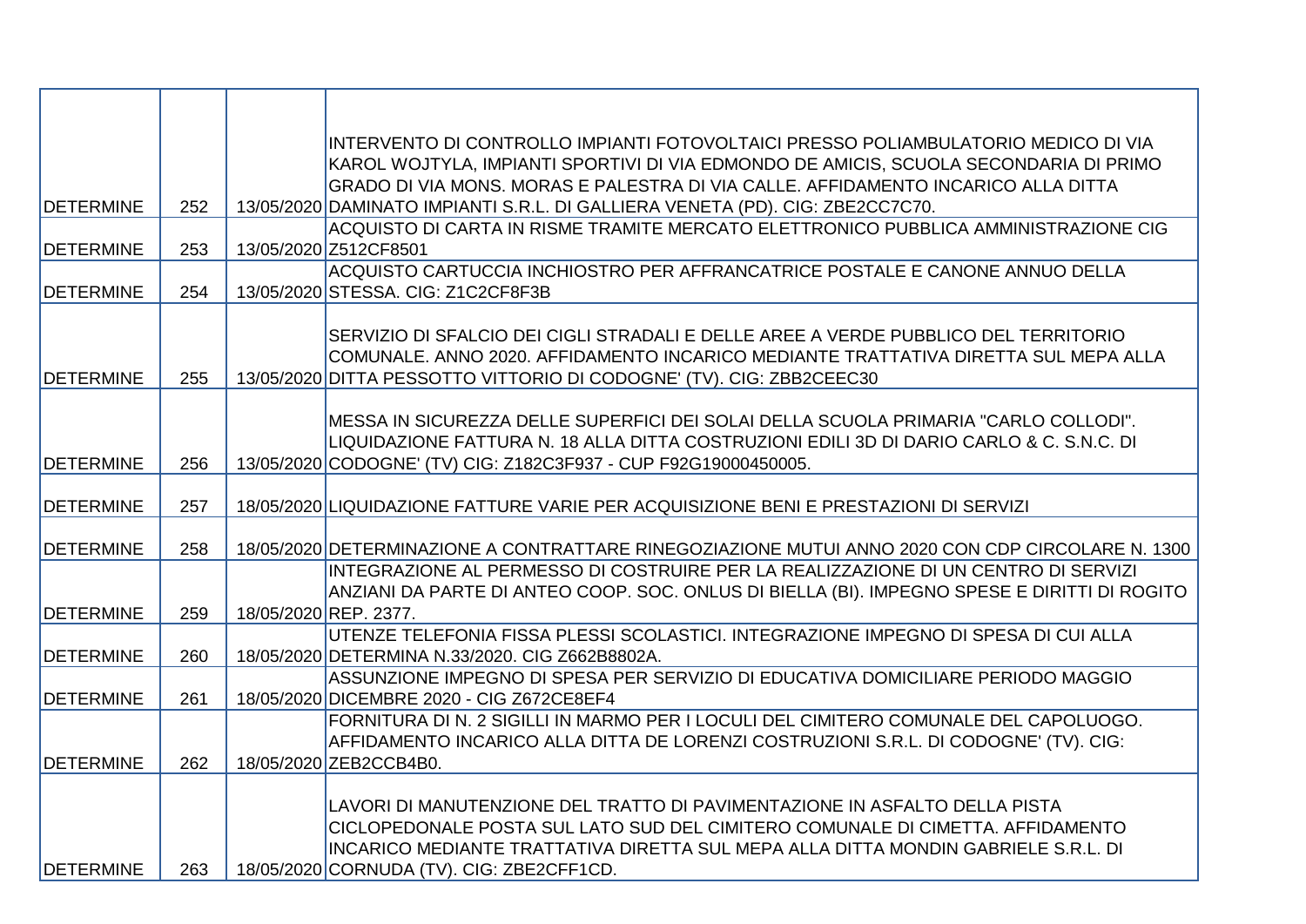| | | | |
|---|---|---|---|
| DETERMINE | 252 | 13/05/2020 | INTERVENTO DI CONTROLLO IMPIANTI FOTOVOLTAICI PRESSO POLIAMBULATORIO MEDICO DI VIA KAROL WOJTYLA, IMPIANTI SPORTIVI DI VIA EDMONDO DE AMICIS, SCUOLA SECONDARIA DI PRIMO GRADO DI VIA MONS. MORAS E PALESTRA DI VIA CALLE. AFFIDAMENTO INCARICO ALLA DITTA DAMINATO IMPIANTI S.R.L. DI GALLIERA VENETA (PD). CIG: ZBE2CC7C70. |
| DETERMINE | 253 | 13/05/2020 | ACQUISTO DI CARTA IN RISME TRAMITE MERCATO ELETTRONICO PUBBLICA AMMINISTRAZIONE CIG Z512CF8501 |
| DETERMINE | 254 | 13/05/2020 | ACQUISTO CARTUCCIA INCHIOSTRO PER AFFRANCATRICE POSTALE E CANONE ANNUO DELLA STESSA. CIG: Z1C2CF8F3B |
| DETERMINE | 255 | 13/05/2020 | SERVIZIO DI SFALCIO DEI CIGLI STRADALI E DELLE AREE A VERDE PUBBLICO DEL TERRITORIO COMUNALE. ANNO 2020. AFFIDAMENTO INCARICO MEDIANTE TRATTATIVA DIRETTA SUL MEPA ALLA DITTA PESSOTTO VITTORIO DI CODOGNE' (TV). CIG: ZBB2CEEC30 |
| DETERMINE | 256 | 13/05/2020 | MESSA IN SICUREZZA DELLE SUPERFICI DEI SOLAI DELLA SCUOLA PRIMARIA "CARLO COLLODI". LIQUIDAZIONE FATTURA N. 18 ALLA DITTA COSTRUZIONI EDILI 3D DI DARIO CARLO & C. S.N.C. DI CODOGNE' (TV) CIG: Z182C3F937 - CUP F92G19000450005. |
| DETERMINE | 257 | 18/05/2020 | LIQUIDAZIONE FATTURE VARIE PER ACQUISIZIONE BENI E PRESTAZIONI DI SERVIZI |
| DETERMINE | 258 | 18/05/2020 | DETERMINAZIONE A CONTRATTARE RINEGOZIAZIONE MUTUI ANNO 2020 CON CDP CIRCOLARE N. 1300 |
| DETERMINE | 259 | 18/05/2020 | INTEGRAZIONE AL PERMESSO DI COSTRUIRE PER LA REALIZZAZIONE DI UN CENTRO DI SERVIZI ANZIANI DA PARTE DI ANTEO COOP. SOC. ONLUS DI BIELLA (BI). IMPEGNO SPESE E DIRITTI DI ROGITO REP. 2377. |
| DETERMINE | 260 | 18/05/2020 | UTENZE TELEFONIA FISSA PLESSI SCOLASTICI. INTEGRAZIONE IMPEGNO DI SPESA DI CUI ALLA DETERMINA N.33/2020. CIG Z662B8802A. |
| DETERMINE | 261 | 18/05/2020 | ASSUNZIONE IMPEGNO DI SPESA PER SERVIZIO DI EDUCATIVA DOMICILIARE PERIODO MAGGIO DICEMBRE 2020 - CIG Z672CE8EF4 |
| DETERMINE | 262 | 18/05/2020 | FORNITURA DI N. 2 SIGILLI IN MARMO PER I LOCULI DEL CIMITERO COMUNALE DEL CAPOLUOGO. AFFIDAMENTO INCARICO ALLA DITTA DE LORENZI COSTRUZIONI S.R.L. DI CODOGNE' (TV). CIG: ZEB2CCB4B0. |
| DETERMINE | 263 | 18/05/2020 | LAVORI DI MANUTENZIONE DEL TRATTO DI PAVIMENTAZIONE IN ASFALTO DELLA PISTA CICLOPEDONALE POSTA SUL LATO SUD DEL CIMITERO COMUNALE DI CIMETTA. AFFIDAMENTO INCARICO MEDIANTE TRATTATIVA DIRETTA SUL MEPA ALLA DITTA MONDIN GABRIELE S.R.L. DI CORNUDA (TV). CIG: ZBE2CFF1CD. |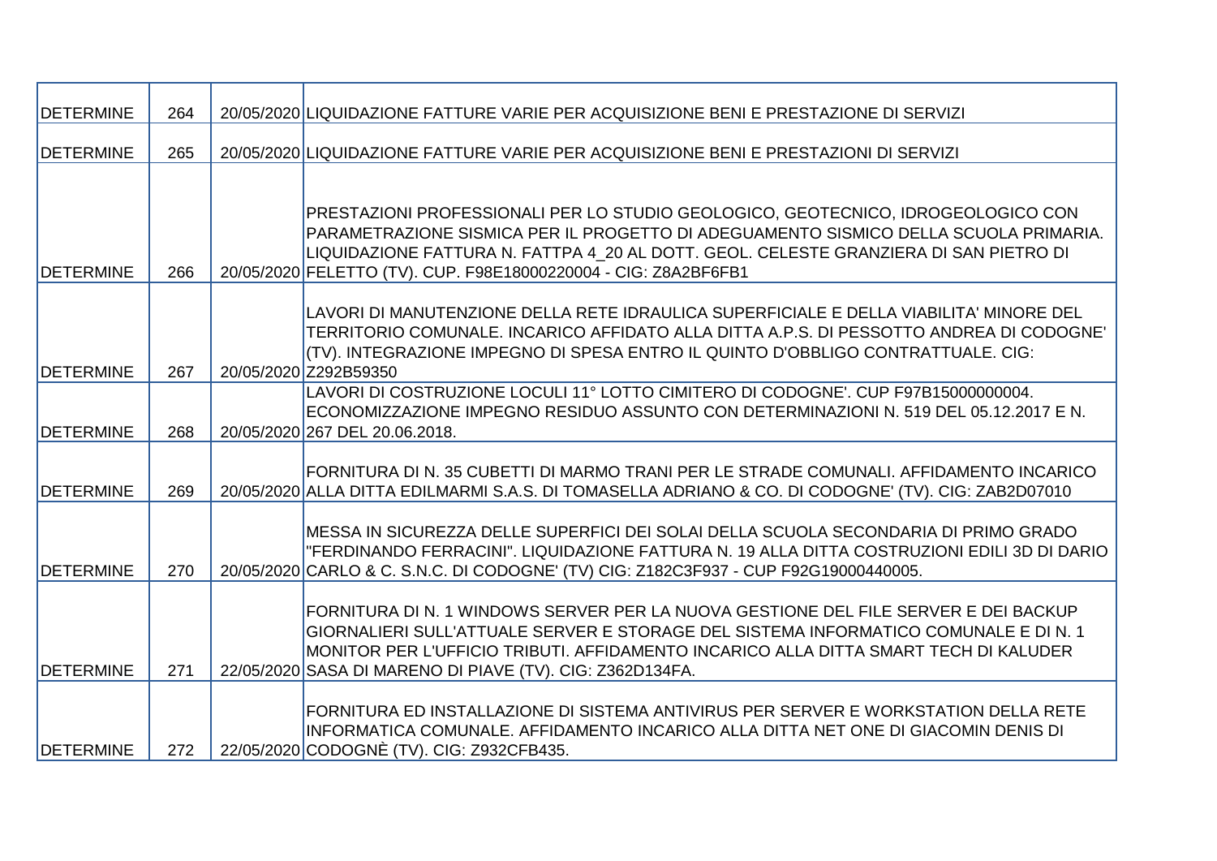| | | | |
|---|---|---|---|
| DETERMINE | 264 | 20/05/2020 | LIQUIDAZIONE FATTURE VARIE PER ACQUISIZIONE BENI E PRESTAZIONE DI SERVIZI |
| DETERMINE | 265 | 20/05/2020 | LIQUIDAZIONE FATTURE VARIE PER ACQUISIZIONE BENI E PRESTAZIONI DI SERVIZI |
| DETERMINE | 266 | 20/05/2020 | PRESTAZIONI PROFESSIONALI PER LO STUDIO GEOLOGICO, GEOTECNICO, IDROGEOLOGICO CON PARAMETRAZIONE SISMICA PER IL PROGETTO DI ADEGUAMENTO SISMICO DELLA SCUOLA PRIMARIA. LIQUIDAZIONE FATTURA N. FATTPA 4_20 AL DOTT. GEOL. CELESTE GRANZIERA DI SAN PIETRO DI FELETTO (TV). CUP. F98E18000220004 - CIG: Z8A2BF6FB1 |
| DETERMINE | 267 | 20/05/2020 | LAVORI DI MANUTENZIONE DELLA RETE IDRAULICA SUPERFICIALE E DELLA VIABILITA' MINORE DEL TERRITORIO COMUNALE. INCARICO AFFIDATO ALLA DITTA A.P.S. DI PESSOTTO ANDREA DI CODOGNE' (TV). INTEGRAZIONE IMPEGNO DI SPESA ENTRO IL QUINTO D'OBBLIGO CONTRATTUALE. CIG: Z292B59350 |
| DETERMINE | 268 | 20/05/2020 | LAVORI DI COSTRUZIONE LOCULI 11° LOTTO CIMITERO DI CODOGNE'. CUP F97B15000000004. ECONOMIZZAZIONE IMPEGNO RESIDUO ASSUNTO CON DETERMINAZIONI N. 519 DEL 05.12.2017 E N. 267 DEL 20.06.2018. |
| DETERMINE | 269 | 20/05/2020 | FORNITURA DI N. 35 CUBETTI DI MARMO TRANI PER LE STRADE COMUNALI. AFFIDAMENTO INCARICO ALLA DITTA EDILMARMI S.A.S. DI TOMASELLA ADRIANO & CO. DI CODOGNE' (TV). CIG: ZAB2D07010 |
| DETERMINE | 270 | 20/05/2020 | MESSA IN SICUREZZA DELLE SUPERFICI DEI SOLAI DELLA SCUOLA SECONDARIA DI PRIMO GRADO "FERDINANDO FERRACINI". LIQUIDAZIONE FATTURA N. 19 ALLA DITTA COSTRUZIONI EDILI 3D DI DARIO CARLO & C. S.N.C. DI CODOGNE' (TV) CIG: Z182C3F937 - CUP F92G19000440005. |
| DETERMINE | 271 | 22/05/2020 | FORNITURA DI N. 1 WINDOWS SERVER PER LA NUOVA GESTIONE DEL FILE SERVER E DEI BACKUP GIORNALIERI SULL'ATTUALE SERVER E STORAGE DEL SISTEMA INFORMATICO COMUNALE E DI N. 1 MONITOR PER L'UFFICIO TRIBUTI. AFFIDAMENTO INCARICO ALLA DITTA SMART TECH DI KALUDER SASA DI MARENO DI PIAVE (TV). CIG: Z362D134FA. |
| DETERMINE | 272 | 22/05/2020 | FORNITURA ED INSTALLAZIONE DI SISTEMA ANTIVIRUS PER SERVER E WORKSTATION DELLA RETE INFORMATICA COMUNALE. AFFIDAMENTO INCARICO ALLA DITTA NET ONE DI GIACOMIN DENIS DI CODOGNÈ (TV). CIG: Z932CFB435. |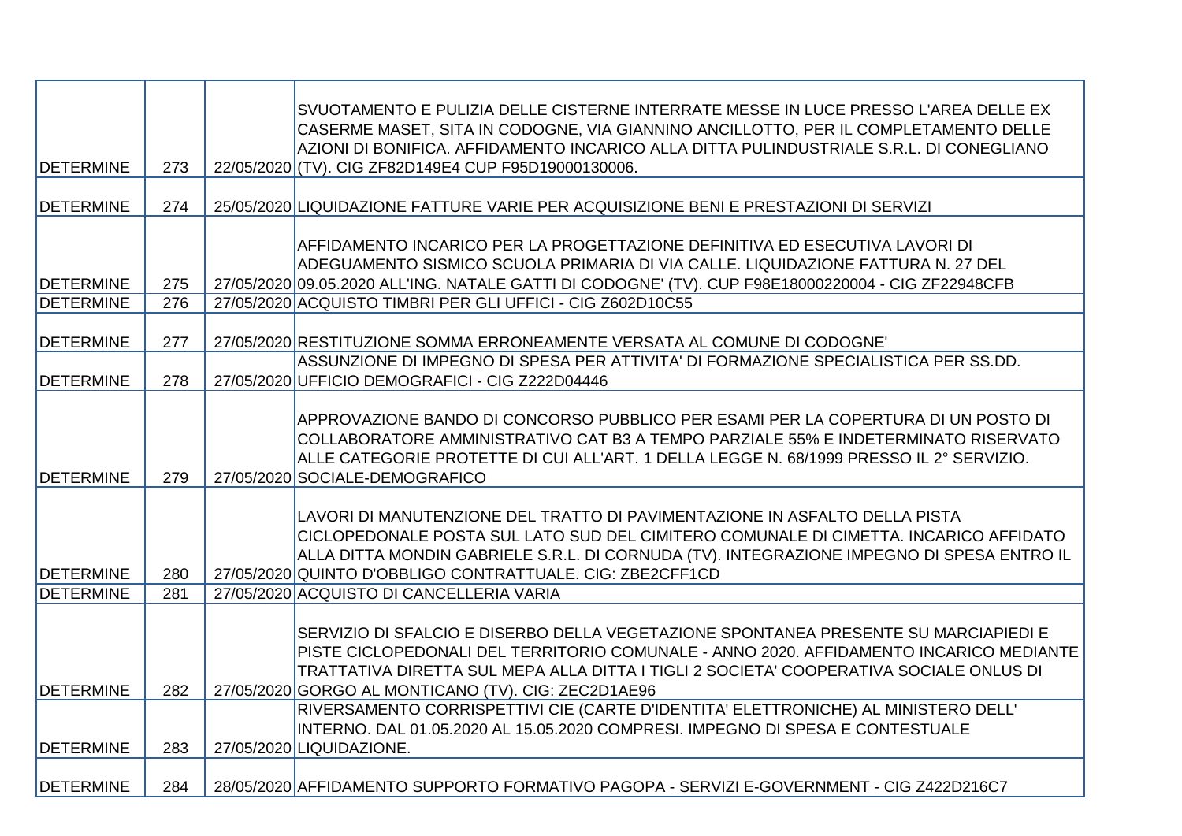| | | | |
|---|---|---|---|
| DETERMINE | 273 | 22/05/2020 | SVUOTAMENTO E PULIZIA DELLE CISTERNE INTERRATE MESSE IN LUCE PRESSO L'AREA DELLE EX CASERME MASET, SITA IN CODOGNE, VIA GIANNINO ANCILLOTTO, PER IL COMPLETAMENTO DELLE AZIONI DI BONIFICA. AFFIDAMENTO INCARICO ALLA DITTA PULINDUSTRIALE S.R.L. DI CONEGLIANO (TV). CIG ZF82D149E4 CUP F95D19000130006. |
| DETERMINE | 274 | 25/05/2020 | LIQUIDAZIONE FATTURE VARIE PER ACQUISIZIONE BENI E PRESTAZIONI DI SERVIZI |
| DETERMINE | 275 | 27/05/2020 | AFFIDAMENTO INCARICO PER LA PROGETTAZIONE DEFINITIVA ED ESECUTIVA LAVORI DI ADEGUAMENTO SISMICO SCUOLA PRIMARIA DI VIA CALLE. LIQUIDAZIONE FATTURA N. 27 DEL 09.05.2020 ALL'ING. NATALE GATTI DI CODOGNE' (TV). CUP F98E18000220004 - CIG ZF22948CFB |
| DETERMINE | 276 | 27/05/2020 | ACQUISTO TIMBRI PER GLI UFFICI - CIG Z602D10C55 |
| DETERMINE | 277 | 27/05/2020 | RESTITUZIONE SOMMA ERRONEAMENTE VERSATA AL COMUNE DI CODOGNE' |
| DETERMINE | 278 | 27/05/2020 | ASSUNZIONE DI IMPEGNO DI SPESA PER ATTIVITA' DI FORMAZIONE SPECIALISTICA PER SS.DD. UFFICIO DEMOGRAFICI - CIG Z222D04446 |
| DETERMINE | 279 | 27/05/2020 | APPROVAZIONE BANDO DI CONCORSO PUBBLICO PER ESAMI PER LA COPERTURA DI UN POSTO DI COLLABORATORE AMMINISTRATIVO CAT B3 A TEMPO PARZIALE 55% E INDETERMINATO RISERVATO ALLE CATEGORIE PROTETTE DI CUI ALL'ART. 1 DELLA LEGGE N. 68/1999 PRESSO IL 2° SERVIZIO. SOCIALE-DEMOGRAFICO |
| DETERMINE | 280 | 27/05/2020 | LAVORI DI MANUTENZIONE DEL TRATTO DI PAVIMENTAZIONE IN ASFALTO DELLA PISTA CICLOPEDONALE POSTA SUL LATO SUD DEL CIMITERO COMUNALE DI CIMETTA. INCARICO AFFIDATO ALLA DITTA MONDIN GABRIELE S.R.L. DI CORNUDA (TV). INTEGRAZIONE IMPEGNO DI SPESA ENTRO IL QUINTO D'OBBLIGO CONTRATTUALE. CIG: ZBE2CFF1CD |
| DETERMINE | 281 | 27/05/2020 | ACQUISTO DI CANCELLERIA VARIA |
| DETERMINE | 282 | 27/05/2020 | SERVIZIO DI SFALCIO E DISERBO DELLA VEGETAZIONE SPONTANEA PRESENTE SU MARCIAPIEDI E PISTE CICLOPEDONALI DEL TERRITORIO COMUNALE - ANNO 2020. AFFIDAMENTO INCARICO MEDIANTE TRATTATIVA DIRETTA SUL MEPA ALLA DITTA I TIGLI 2 SOCIETA' COOPERATIVA SOCIALE ONLUS DI GORGO AL MONTICANO (TV). CIG: ZEC2D1AE96 |
| DETERMINE | 283 | 27/05/2020 | RIVERSAMENTO CORRISPETTIVI CIE (CARTE D'IDENTITA' ELETTRONICHE) AL MINISTERO DELL' INTERNO. DAL 01.05.2020 AL 15.05.2020 COMPRESI. IMPEGNO DI SPESA E CONTESTUALE LIQUIDAZIONE. |
| DETERMINE | 284 | 28/05/2020 | AFFIDAMENTO SUPPORTO FORMATIVO PAGOPA - SERVIZI E-GOVERNMENT - CIG Z422D216C7 |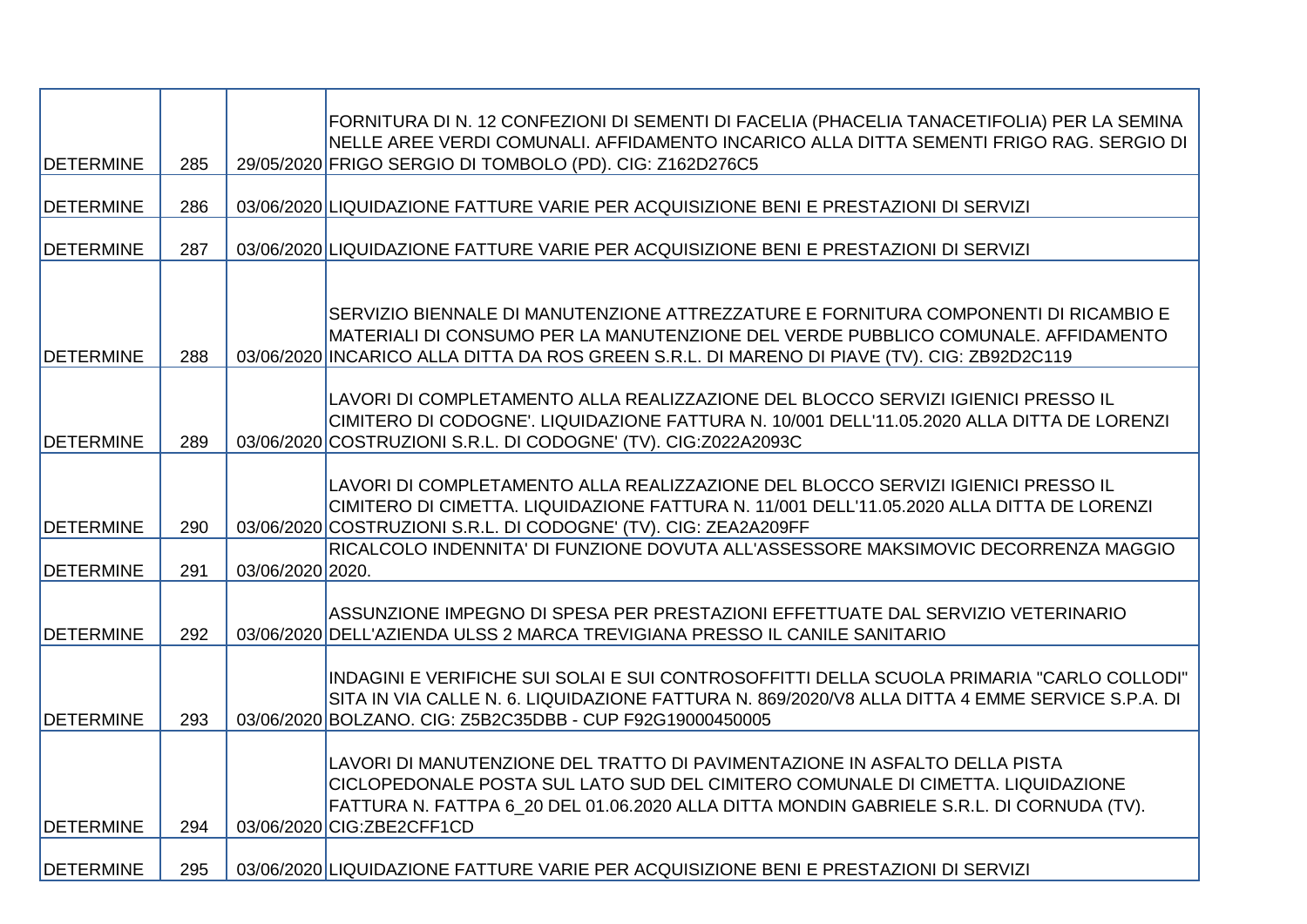| | | | |
|---|---|---|---|
| DETERMINE | 285 | 29/05/2020 | FORNITURA DI N. 12 CONFEZIONI DI SEMENTI DI FACELIA (PHACELIA TANACETIFOLIA) PER LA SEMINA NELLE AREE VERDI COMUNALI. AFFIDAMENTO INCARICO ALLA DITTA SEMENTI FRIGO RAG. SERGIO DI FRIGO SERGIO DI TOMBOLO (PD). CIG: Z162D276C5 |
| DETERMINE | 286 | 03/06/2020 | LIQUIDAZIONE FATTURE VARIE PER ACQUISIZIONE BENI E PRESTAZIONI DI SERVIZI |
| DETERMINE | 287 | 03/06/2020 | LIQUIDAZIONE FATTURE VARIE PER ACQUISIZIONE BENI E PRESTAZIONI DI SERVIZI |
| DETERMINE | 288 | 03/06/2020 | SERVIZIO BIENNALE DI MANUTENZIONE ATTREZZATURE E FORNITURA COMPONENTI DI RICAMBIO E MATERIALI DI CONSUMO PER LA MANUTENZIONE DEL VERDE PUBBLICO COMUNALE. AFFIDAMENTO INCARICO ALLA DITTA DA ROS GREEN S.R.L. DI MARENO DI PIAVE (TV). CIG: ZB92D2C119 |
| DETERMINE | 289 | 03/06/2020 | LAVORI DI COMPLETAMENTO ALLA REALIZZAZIONE DEL BLOCCO SERVIZI IGIENICI PRESSO IL CIMITERO DI CODOGNE'. LIQUIDAZIONE FATTURA N. 10/001 DELL'11.05.2020 ALLA DITTA DE LORENZI COSTRUZIONI S.R.L. DI CODOGNE' (TV). CIG:Z022A2093C |
| DETERMINE | 290 | 03/06/2020 | LAVORI DI COMPLETAMENTO ALLA REALIZZAZIONE DEL BLOCCO SERVIZI IGIENICI PRESSO IL CIMITERO DI CIMETTA. LIQUIDAZIONE FATTURA N. 11/001 DELL'11.05.2020 ALLA DITTA DE LORENZI COSTRUZIONI S.R.L. DI CODOGNE' (TV). CIG: ZEA2A209FF |
| DETERMINE | 291 | 03/06/2020 | RICALCOLO INDENNITA' DI FUNZIONE DOVUTA ALL'ASSESSORE MAKSIMOVIC DECORRENZA MAGGIO 2020. |
| DETERMINE | 292 | 03/06/2020 | ASSUNZIONE IMPEGNO DI SPESA PER PRESTAZIONI EFFETTUATE DAL SERVIZIO VETERINARIO DELL'AZIENDA ULSS 2 MARCA TREVIGIANA PRESSO IL CANILE SANITARIO |
| DETERMINE | 293 | 03/06/2020 | INDAGINI E VERIFICHE SUI SOLAI E SUI CONTROSOFFITTI DELLA SCUOLA PRIMARIA "CARLO COLLODI" SITA IN VIA CALLE N. 6. LIQUIDAZIONE FATTURA N. 869/2020/V8 ALLA DITTA 4 EMME SERVICE S.P.A. DI BOLZANO. CIG: Z5B2C35DBB - CUP F92G19000450005 |
| DETERMINE | 294 | 03/06/2020 | LAVORI DI MANUTENZIONE DEL TRATTO DI PAVIMENTAZIONE IN ASFALTO DELLA PISTA CICLOPEDONALE POSTA SUL LATO SUD DEL CIMITERO COMUNALE DI CIMETTA. LIQUIDAZIONE FATTURA N. FATTPA 6_20 DEL 01.06.2020 ALLA DITTA MONDIN GABRIELE S.R.L. DI CORNUDA (TV). CIG:ZBE2CFF1CD |
| DETERMINE | 295 | 03/06/2020 | LIQUIDAZIONE FATTURE VARIE PER ACQUISIZIONE BENI E PRESTAZIONI DI SERVIZI |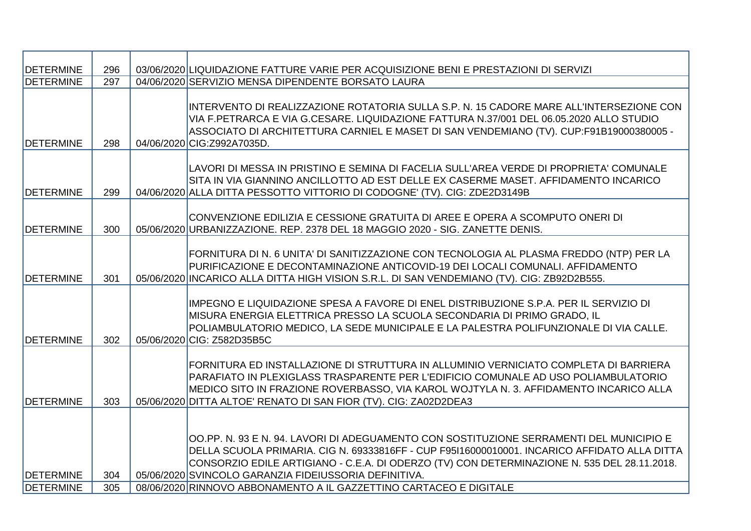| | | | |
|---|---|---|---|
| DETERMINE | 296 | 03/06/2020 | LIQUIDAZIONE FATTURE VARIE PER ACQUISIZIONE BENI E PRESTAZIONI DI SERVIZI |
| DETERMINE | 297 | 04/06/2020 | SERVIZIO MENSA DIPENDENTE BORSATO LAURA |
| DETERMINE | 298 | 04/06/2020 | INTERVENTO DI REALIZZAZIONE ROTATORIA SULLA S.P. N. 15 CADORE MARE ALL'INTERSEZIONE CON VIA F.PETRARCA E VIA G.CESARE. LIQUIDAZIONE FATTURA N.37/001 DEL 06.05.2020 ALLO STUDIO ASSOCIATO DI ARCHITETTURA CARNIEL E MASET DI SAN VENDEMIANO (TV). CUP:F91B19000380005 - CIG:Z992A7035D. |
| DETERMINE | 299 | 04/06/2020 | LAVORI DI MESSA IN PRISTINO E SEMINA DI FACELIA SULL'AREA VERDE DI PROPRIETA' COMUNALE SITA IN VIA GIANNINO ANCILLOTTO AD EST DELLE EX CASERME MASET. AFFIDAMENTO INCARICO ALLA DITTA PESSOTTO VITTORIO DI CODOGNE' (TV). CIG: ZDE2D3149B |
| DETERMINE | 300 | 05/06/2020 | CONVENZIONE EDILIZIA E CESSIONE GRATUITA DI AREE E OPERA A SCOMPUTO ONERI DI URBANIZZAZIONE. REP. 2378 DEL 18 MAGGIO 2020 - SIG. ZANETTE DENIS. |
| DETERMINE | 301 | 05/06/2020 | FORNITURA DI N. 6 UNITA' DI SANITIZZAZIONE CON TECNOLOGIA AL PLASMA FREDDO (NTP) PER LA PURIFICAZIONE E DECONTAMINAZIONE ANTICOVID-19 DEI LOCALI COMUNALI. AFFIDAMENTO INCARICO ALLA DITTA HIGH VISION S.R.L. DI SAN VENDEMIANO (TV). CIG: ZB92D2B555. |
| DETERMINE | 302 | 05/06/2020 | IMPEGNO E LIQUIDAZIONE SPESA A FAVORE DI ENEL DISTRIBUZIONE S.P.A. PER IL SERVIZIO DI MISURA ENERGIA ELETTRICA PRESSO LA SCUOLA SECONDARIA DI PRIMO GRADO, IL POLIAMBULATORIO MEDICO, LA SEDE MUNICIPALE E LA PALESTRA POLIFUNZIONALE DI VIA CALLE. CIG: Z582D35B5C |
| DETERMINE | 303 | 05/06/2020 | FORNITURA ED INSTALLAZIONE DI STRUTTURA IN ALLUMINIO VERNICIATO COMPLETA DI BARRIERA PARAFIATO IN PLEXIGLASS TRASPARENTE PER L'EDIFICIO COMUNALE AD USO POLIAMBULATORIO MEDICO SITO IN FRAZIONE ROVERBASSO, VIA KAROL WOJTYLA N. 3. AFFIDAMENTO INCARICO ALLA DITTA ALTOE' RENATO DI SAN FIOR (TV). CIG: ZA02D2DEA3 |
| DETERMINE | 304 | 05/06/2020 | OO.PP. N. 93 E N. 94. LAVORI DI ADEGUAMENTO CON SOSTITUZIONE SERRAMENTI DEL MUNICIPIO E DELLA SCUOLA PRIMARIA. CIG N. 69333816FF - CUP F95I16000010001. INCARICO AFFIDATO ALLA DITTA CONSORZIO EDILE ARTIGIANO - C.E.A. DI ODERZO (TV) CON DETERMINAZIONE N. 535 DEL 28.11.2018. SVINCOLO GARANZIA FIDEIUSSORIA DEFINITIVA. |
| DETERMINE | 305 | 08/06/2020 | RINNOVO ABBONAMENTO A IL GAZZETTINO CARTACEO E DIGITALE |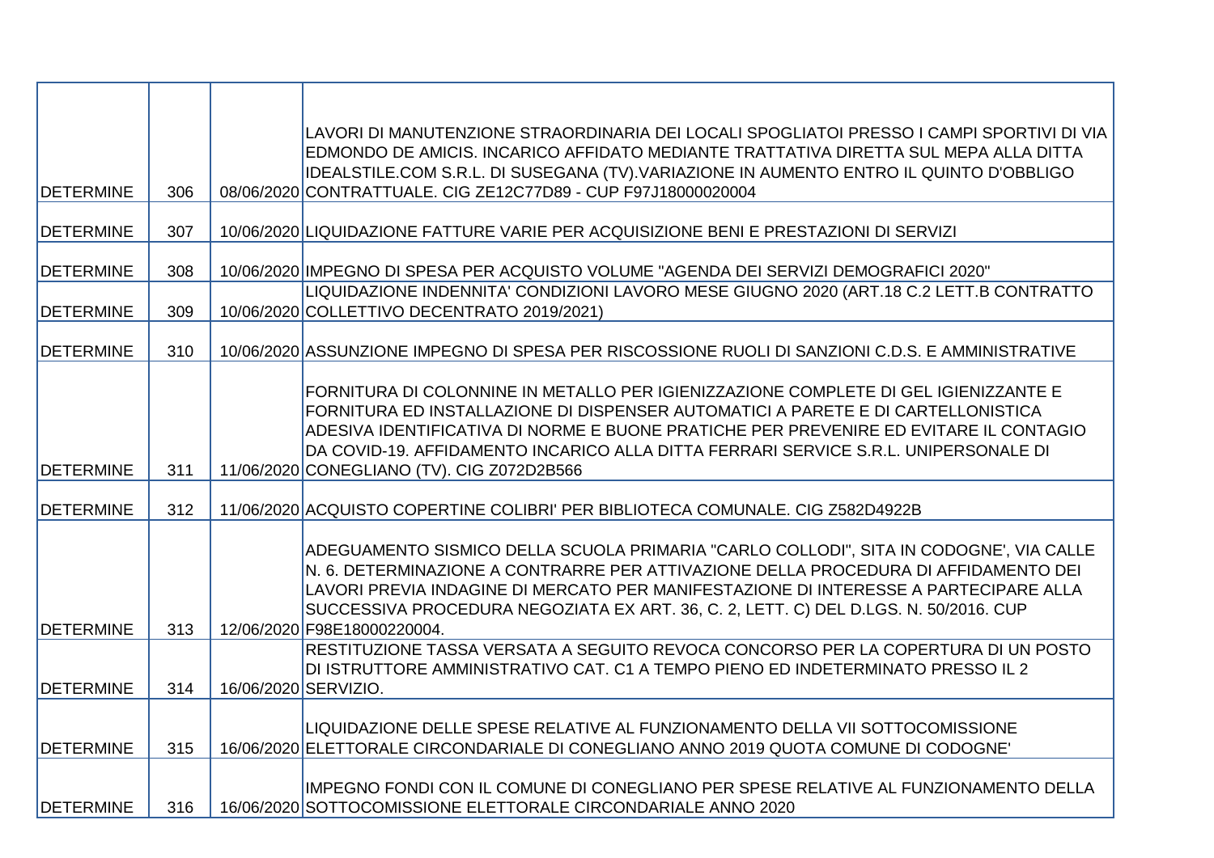| | | | |
|---|---|---|---|
| DETERMINE | 306 | 08/06/2020 | LAVORI DI MANUTENZIONE STRAORDINARIA DEI LOCALI SPOGLIATOI PRESSO I CAMPI SPORTIVI DI VIA EDMONDO DE AMICIS. INCARICO AFFIDATO MEDIANTE TRATTATIVA DIRETTA SUL MEPA ALLA DITTA IDEALSTILE.COM S.R.L. DI SUSEGANA (TV).VARIAZIONE IN AUMENTO ENTRO IL QUINTO D'OBBLIGO CONTRATTUALE. CIG ZE12C77D89 - CUP F97J18000020004 |
| DETERMINE | 307 | 10/06/2020 | LIQUIDAZIONE FATTURE VARIE PER ACQUISIZIONE BENI E PRESTAZIONI DI SERVIZI |
| DETERMINE | 308 | 10/06/2020 | IMPEGNO DI SPESA PER ACQUISTO VOLUME "AGENDA DEI SERVIZI DEMOGRAFICI 2020" |
| DETERMINE | 309 | 10/06/2020 | LIQUIDAZIONE INDENNITA' CONDIZIONI LAVORO MESE GIUGNO 2020 (ART.18 C.2 LETT.B CONTRATTO COLLETTIVO DECENTRATO 2019/2021) |
| DETERMINE | 310 | 10/06/2020 | ASSUNZIONE IMPEGNO DI SPESA PER RISCOSSIONE RUOLI DI SANZIONI C.D.S. E AMMINISTRATIVE |
| DETERMINE | 311 | 11/06/2020 | FORNITURA DI COLONNINE IN METALLO PER IGIENIZZAZIONE COMPLETE DI GEL IGIENIZZANTE E FORNITURA ED INSTALLAZIONE DI DISPENSER AUTOMATICI A PARETE E DI CARTELLONISTICA ADESIVA IDENTIFICATIVA DI NORME E BUONE PRATICHE PER PREVENIRE ED EVITARE IL CONTAGIO DA COVID-19. AFFIDAMENTO INCARICO ALLA DITTA FERRARI SERVICE S.R.L. UNIPERSONALE DI CONEGLIANO (TV). CIG Z072D2B566 |
| DETERMINE | 312 | 11/06/2020 | ACQUISTO COPERTINE COLIBRI' PER BIBLIOTECA COMUNALE. CIG Z582D4922B |
| DETERMINE | 313 | 12/06/2020 | ADEGUAMENTO SISMICO DELLA SCUOLA PRIMARIA "CARLO COLLODI", SITA IN CODOGNE', VIA CALLE N. 6. DETERMINAZIONE A CONTRARRE PER ATTIVAZIONE DELLA PROCEDURA DI AFFIDAMENTO DEI LAVORI PREVIA INDAGINE DI MERCATO PER MANIFESTAZIONE DI INTERESSE A PARTECIPARE ALLA SUCCESSIVA PROCEDURA NEGOZIATA EX ART. 36, C. 2, LETT. C) DEL D.LGS. N. 50/2016. CUP F98E18000220004. |
| DETERMINE | 314 | 16/06/2020 | RESTITUZIONE TASSA VERSATA A SEGUITO REVOCA CONCORSO PER LA COPERTURA DI UN POSTO DI ISTRUTTORE AMMINISTRATIVO CAT. C1 A TEMPO PIENO ED INDETERMINATO PRESSO IL 2 SERVIZIO. |
| DETERMINE | 315 | 16/06/2020 | LIQUIDAZIONE DELLE SPESE RELATIVE AL FUNZIONAMENTO DELLA VII SOTTOCOMISSIONE ELETTORALE CIRCONDARIALE DI CONEGLIANO ANNO 2019 QUOTA COMUNE DI CODOGNE' |
| DETERMINE | 316 | 16/06/2020 | IMPEGNO FONDI CON IL COMUNE DI CONEGLIANO PER SPESE RELATIVE AL FUNZIONAMENTO DELLA SOTTOCOMISSIONE ELETTORALE CIRCONDARIALE ANNO 2020 |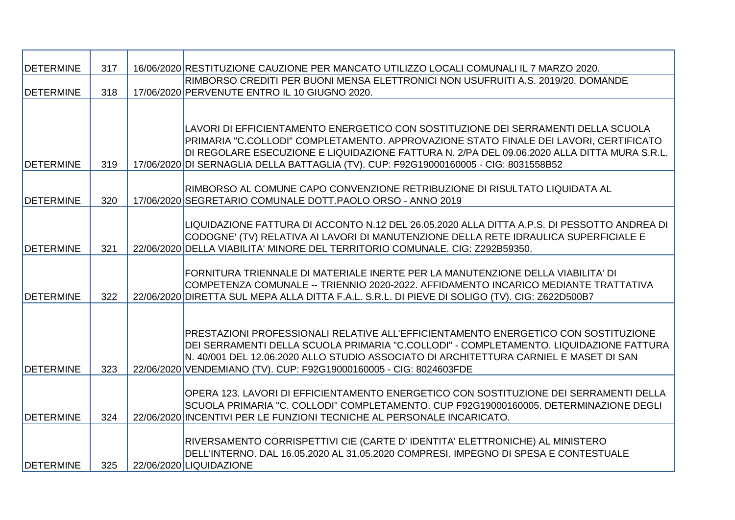| DETERMINE | 317 | 16/06/2020 | RESTITUZIONE CAUZIONE PER MANCATO UTILIZZO LOCALI COMUNALI IL 7 MARZO 2020. |
|---|---|---|---|
| DETERMINE | 318 | 17/06/2020 | RIMBORSO CREDITI PER BUONI MENSA ELETTRONICI NON USUFRUITI A.S. 2019/20. DOMANDE PERVENUTE ENTRO IL 10 GIUGNO 2020. |
| DETERMINE | 319 | 17/06/2020 | LAVORI DI EFFICIENTAMENTO ENERGETICO CON SOSTITUZIONE DEI SERRAMENTI DELLA SCUOLA PRIMARIA "C.COLLODI" COMPLETAMENTO. APPROVAZIONE STATO FINALE DEI LAVORI, CERTIFICATO DI REGOLARE ESECUZIONE E LIQUIDAZIONE FATTURA N. 2/PA DEL 09.06.2020 ALLA DITTA MURA S.R.L. DI SERNAGLIA DELLA BATTAGLIA (TV). CUP: F92G19000160005 - CIG: 8031558B52 |
| DETERMINE | 320 | 17/06/2020 | RIMBORSO AL COMUNE CAPO CONVENZIONE RETRIBUZIONE DI RISULTATO LIQUIDATA AL SEGRETARIO COMUNALE DOTT.PAOLO ORSO - ANNO 2019 |
| DETERMINE | 321 | 22/06/2020 | LIQUIDAZIONE FATTURA DI ACCONTO N.12 DEL 26.05.2020 ALLA DITTA A.P.S. DI PESSOTTO ANDREA DI CODOGNE' (TV) RELATIVA AI LAVORI DI MANUTENZIONE DELLA RETE IDRAULICA SUPERFICIALE E DELLA VIABILITA' MINORE DEL TERRITORIO COMUNALE. CIG: Z292B59350. |
| DETERMINE | 322 | 22/06/2020 | FORNITURA TRIENNALE DI MATERIALE INERTE PER LA MANUTENZIONE DELLA VIABILITA' DI COMPETENZA COMUNALE -- TRIENNIO 2020-2022. AFFIDAMENTO INCARICO MEDIANTE TRATTATIVA DIRETTA SUL MEPA ALLA DITTA F.A.L. S.R.L. DI PIEVE DI SOLIGO (TV). CIG: Z622D500B7 |
| DETERMINE | 323 | 22/06/2020 | PRESTAZIONI PROFESSIONALI RELATIVE ALL'EFFICIENTAMENTO ENERGETICO CON SOSTITUZIONE DEI SERRAMENTI DELLA SCUOLA PRIMARIA "C.COLLODI" - COMPLETAMENTO. LIQUIDAZIONE FATTURA N. 40/001 DEL 12.06.2020 ALLO STUDIO ASSOCIATO DI ARCHITETTURA CARNIEL E MASET DI SAN VENDEMIANO (TV). CUP: F92G19000160005 - CIG: 8024603FDE |
| DETERMINE | 324 | 22/06/2020 | OPERA 123. LAVORI DI EFFICIENTAMENTO ENERGETICO CON SOSTITUZIONE DEI SERRAMENTI DELLA SCUOLA PRIMARIA "C. COLLODI" COMPLETAMENTO. CUP F92G19000160005. DETERMINAZIONE DEGLI INCENTIVI PER LE FUNZIONI TECNICHE AL PERSONALE INCARICATO. |
| DETERMINE | 325 | 22/06/2020 | RIVERSAMENTO CORRISPETTIVI CIE (CARTE D' IDENTITA' ELETTRONICHE) AL MINISTERO DELL'INTERNO. DAL 16.05.2020 AL 31.05.2020 COMPRESI. IMPEGNO DI SPESA E CONTESTUALE LIQUIDAZIONE |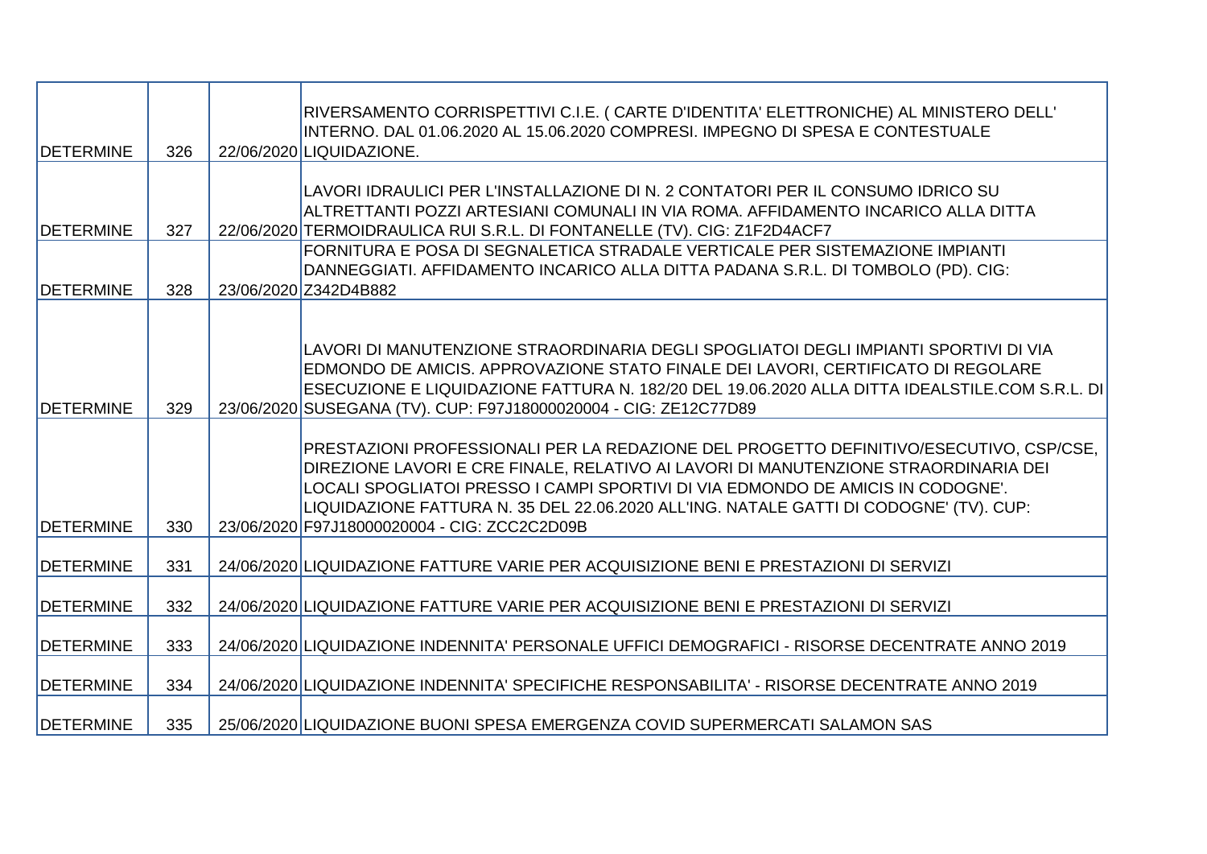| | | | |
|---|---|---|---|
| DETERMINE | 326 | 22/06/2020 | RIVERSAMENTO CORRISPETTIVI C.I.E. ( CARTE D'IDENTITA' ELETTRONICHE) AL MINISTERO DELL' INTERNO. DAL 01.06.2020 AL 15.06.2020 COMPRESI. IMPEGNO DI SPESA E CONTESTUALE LIQUIDAZIONE. |
| DETERMINE | 327 | 22/06/2020 | LAVORI IDRAULICI PER L'INSTALLAZIONE DI N. 2 CONTATORI PER IL CONSUMO IDRICO SU ALTRETTANTI POZZI ARTESIANI COMUNALI IN VIA ROMA. AFFIDAMENTO INCARICO ALLA DITTA TERMOIDRAULICA RUI S.R.L. DI FONTANELLE (TV). CIG: Z1F2D4ACF7 |
| DETERMINE | 328 | 23/06/2020 | FORNITURA E POSA DI SEGNALETICA STRADALE VERTICALE PER SISTEMAZIONE IMPIANTI DANNEGGIATI. AFFIDAMENTO INCARICO ALLA DITTA PADANA S.R.L. DI TOMBOLO (PD). CIG: Z342D4B882 |
| DETERMINE | 329 | 23/06/2020 | LAVORI DI MANUTENZIONE STRAORDINARIA DEGLI SPOGLIATOI DEGLI IMPIANTI SPORTIVI DI VIA EDMONDO DE AMICIS. APPROVAZIONE STATO FINALE DEI LAVORI, CERTIFICATO DI REGOLARE ESECUZIONE E LIQUIDAZIONE FATTURA N. 182/20 DEL 19.06.2020 ALLA DITTA IDEALSTILE.COM S.R.L. DI SUSEGANA (TV). CUP: F97J18000020004 - CIG: ZE12C77D89 |
| DETERMINE | 330 | 23/06/2020 | PRESTAZIONI PROFESSIONALI PER LA REDAZIONE DEL PROGETTO DEFINITIVO/ESECUTIVO, CSP/CSE, DIREZIONE LAVORI E CRE FINALE, RELATIVO AI LAVORI DI MANUTENZIONE STRAORDINARIA DEI LOCALI SPOGLIATOI PRESSO I CAMPI SPORTIVI DI VIA EDMONDO DE AMICIS IN CODOGNE'. LIQUIDAZIONE FATTURA N. 35 DEL 22.06.2020 ALL'ING. NATALE GATTI DI CODOGNE' (TV). CUP: F97J18000020004 - CIG: ZCC2C2D09B |
| DETERMINE | 331 | 24/06/2020 | LIQUIDAZIONE FATTURE VARIE PER ACQUISIZIONE BENI E PRESTAZIONI DI SERVIZI |
| DETERMINE | 332 | 24/06/2020 | LIQUIDAZIONE FATTURE VARIE PER ACQUISIZIONE BENI E PRESTAZIONI DI SERVIZI |
| DETERMINE | 333 | 24/06/2020 | LIQUIDAZIONE INDENNITA' PERSONALE UFFICI DEMOGRAFICI - RISORSE DECENTRATE ANNO 2019 |
| DETERMINE | 334 | 24/06/2020 | LIQUIDAZIONE INDENNITA' SPECIFICHE RESPONSABILITA' - RISORSE DECENTRATE ANNO 2019 |
| DETERMINE | 335 | 25/06/2020 | LIQUIDAZIONE BUONI SPESA EMERGENZA COVID SUPERMERCATI SALAMON SAS |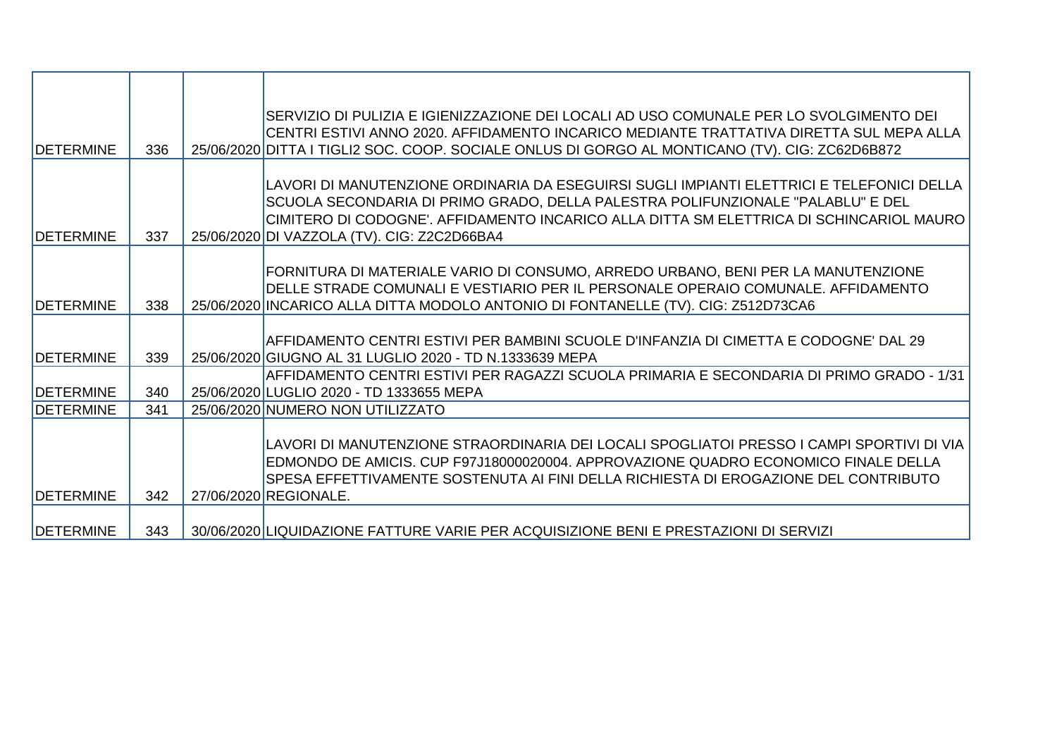| | | | |
|---|---|---|---|
| DETERMINE | 336 | 25/06/2020 | SERVIZIO DI PULIZIA E IGIENIZZAZIONE DEI LOCALI AD USO COMUNALE PER LO SVOLGIMENTO DEI CENTRI ESTIVI ANNO 2020. AFFIDAMENTO INCARICO MEDIANTE TRATTATIVA DIRETTA SUL MEPA ALLA DITTA I TIGLI2 SOC. COOP. SOCIALE ONLUS DI GORGO AL MONTICANO (TV). CIG: ZC62D6B872 |
| DETERMINE | 337 | 25/06/2020 | LAVORI DI MANUTENZIONE ORDINARIA DA ESEGUIRSI SUGLI IMPIANTI ELETTRICI E TELEFONICI DELLA SCUOLA SECONDARIA DI PRIMO GRADO, DELLA PALESTRA POLIFUNZIONALE "PALABLU" E DEL CIMITERO DI CODOGNE'. AFFIDAMENTO INCARICO ALLA DITTA SM ELETTRICA DI SCHINCARIOL MAURO DI VAZZOLA (TV). CIG: Z2C2D66BA4 |
| DETERMINE | 338 | 25/06/2020 | FORNITURA DI MATERIALE VARIO DI CONSUMO, ARREDO URBANO, BENI PER LA MANUTENZIONE DELLE STRADE COMUNALI E VESTIARIO PER IL PERSONALE OPERAIO COMUNALE. AFFIDAMENTO INCARICO ALLA DITTA MODOLO ANTONIO DI FONTANELLE (TV). CIG: Z512D73CA6 |
| DETERMINE | 339 | 25/06/2020 | AFFIDAMENTO CENTRI ESTIVI PER BAMBINI SCUOLE D'INFANZIA DI CIMETTA E CODOGNE' DAL 29 GIUGNO AL 31 LUGLIO 2020 - TD N.1333639 MEPA |
| DETERMINE | 340 | 25/06/2020 | AFFIDAMENTO CENTRI ESTIVI PER RAGAZZI SCUOLA PRIMARIA E SECONDARIA DI PRIMO GRADO - 1/31 LUGLIO 2020 - TD 1333655 MEPA |
| DETERMINE | 341 | 25/06/2020 | NUMERO NON UTILIZZATO |
| DETERMINE | 342 | 27/06/2020 | LAVORI DI MANUTENZIONE STRAORDINARIA DEI LOCALI SPOGLIATOI PRESSO I CAMPI SPORTIVI DI VIA EDMONDO DE AMICIS. CUP F97J18000020004. APPROVAZIONE QUADRO ECONOMICO FINALE DELLA SPESA EFFETTIVAMENTE SOSTENUTA AI FINI DELLA RICHIESTA DI EROGAZIONE DEL CONTRIBUTO REGIONALE. |
| DETERMINE | 343 | 30/06/2020 | LIQUIDAZIONE FATTURE VARIE PER ACQUISIZIONE BENI E PRESTAZIONI DI SERVIZI |